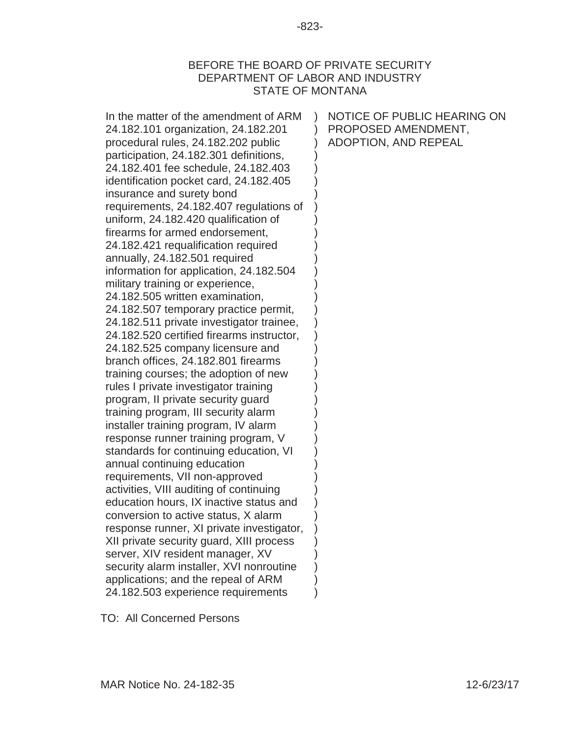BEFORE THE BOARD OF PRIVATE SECURITY
DEPARTMENT OF LABOR AND INDUSTRY
STATE OF MONTANA

| | |
|---|---|
| In the matter of the amendment of ARM 24.182.101 organization, 24.182.201 procedural rules, 24.182.202 public participation, 24.182.301 definitions, 24.182.401 fee schedule, 24.182.403 identification pocket card, 24.182.405 insurance and surety bond requirements, 24.182.407 regulations of uniform, 24.182.420 qualification of firearms for armed endorsement, 24.182.421 requalification required annually, 24.182.501 required information for application, 24.182.504 military training or experience, 24.182.505 written examination, 24.182.507 temporary practice permit, 24.182.511 private investigator trainee, 24.182.520 certified firearms instructor, 24.182.525 company licensure and branch offices, 24.182.801 firearms training courses; the adoption of new rules I private investigator training program, II private security guard training program, III security alarm installer training program, IV alarm response runner training program, V standards for continuing education, VI annual continuing education requirements, VII non-approved activities, VIII auditing of continuing education hours, IX inactive status and conversion to active status, X alarm response runner, XI private investigator, XII private security guard, XIII process server, XIV resident manager, XV security alarm installer, XVI nonroutine applications; and the repeal of ARM 24.182.503 experience requirements | NOTICE OF PUBLIC HEARING ON PROPOSED AMENDMENT, ADOPTION, AND REPEAL |

TO: All Concerned Persons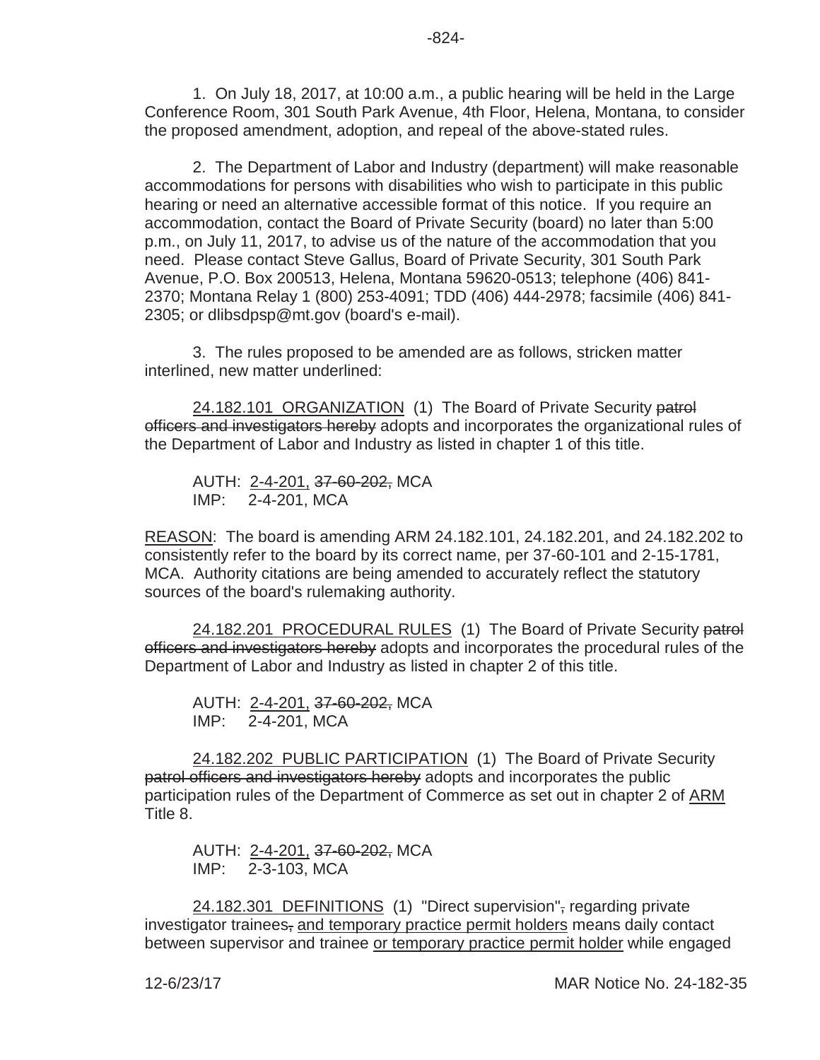1. On July 18, 2017, at 10:00 a.m., a public hearing will be held in the Large Conference Room, 301 South Park Avenue, 4th Floor, Helena, Montana, to consider the proposed amendment, adoption, and repeal of the above-stated rules.

2. The Department of Labor and Industry (department) will make reasonable accommodations for persons with disabilities who wish to participate in this public hearing or need an alternative accessible format of this notice. If you require an accommodation, contact the Board of Private Security (board) no later than 5:00 p.m., on July 11, 2017, to advise us of the nature of the accommodation that you need. Please contact Steve Gallus, Board of Private Security, 301 South Park Avenue, P.O. Box 200513, Helena, Montana 59620-0513; telephone (406) 841-2370; Montana Relay 1 (800) 253-4091; TDD (406) 444-2978; facsimile (406) 841-2305; or dlibsdpsp@mt.gov (board's e-mail).

3. The rules proposed to be amended are as follows, stricken matter interlined, new matter underlined:

<u>24.182.101 ORGANIZATION</u> (1) The Board of Private Security ~~patrol officers and investigators hereby~~ adopts and incorporates the organizational rules of the Department of Labor and Industry as listed in chapter 1 of this title.

AUTH: <u>2-4-201,</u> ~~37-60-202,~~ MCA
IMP: 2-4-201, MCA

<u>REASON</u>: The board is amending ARM 24.182.101, 24.182.201, and 24.182.202 to consistently refer to the board by its correct name, per 37-60-101 and 2-15-1781, MCA. Authority citations are being amended to accurately reflect the statutory sources of the board's rulemaking authority.

<u>24.182.201 PROCEDURAL RULES</u> (1) The Board of Private Security ~~patrol officers and investigators hereby~~ adopts and incorporates the procedural rules of the Department of Labor and Industry as listed in chapter 2 of this title.

AUTH: <u>2-4-201,</u> ~~37-60-202,~~ MCA
IMP: 2-4-201, MCA

<u>24.182.202 PUBLIC PARTICIPATION</u> (1) The Board of Private Security ~~patrol officers and investigators hereby~~ adopts and incorporates the public participation rules of the Department of Commerce as set out in chapter 2 of <u>ARM</u> Title 8.

AUTH: <u>2-4-201,</u> ~~37-60-202,~~ MCA
IMP: 2-3-103, MCA

<u>24.182.301 DEFINITIONS</u> (1) "Direct supervision"~~,~~ regarding private investigator trainees~~,~~ <u>and temporary practice permit holders</u> means daily contact between supervisor and trainee <u>or temporary practice permit holder</u> while engaged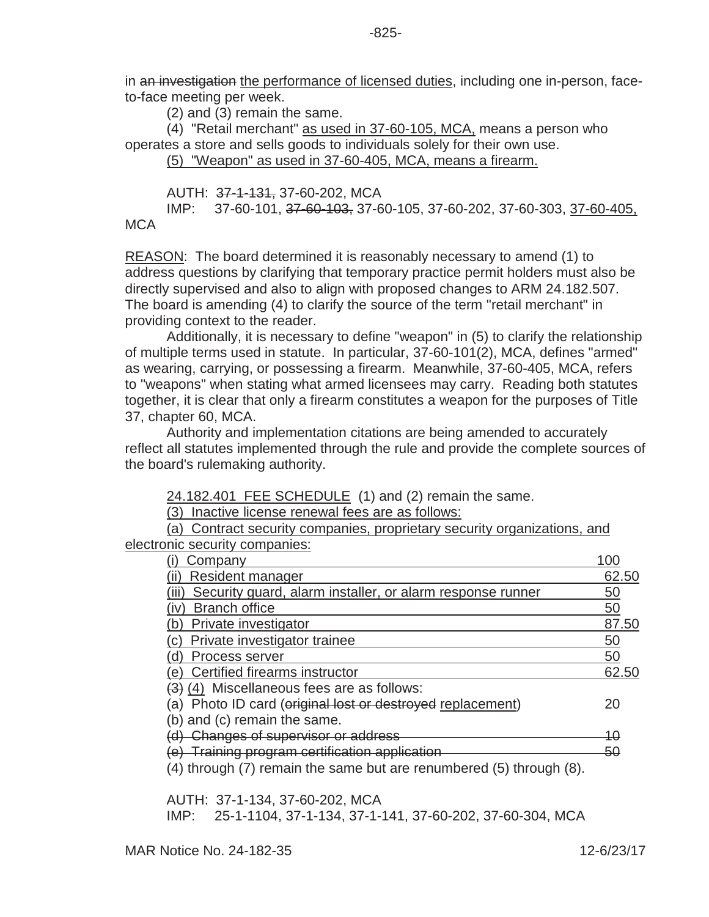in ~~an investigation~~ <u>the performance of licensed duties</u>, including one in-person, face-to-face meeting per week.

(2) and (3) remain the same.

(4) "Retail merchant" <u>as used in 37-60-105, MCA,</u> means a person who operates a store and sells goods to individuals solely for their own use.

<u>(5) "Weapon" as used in 37-60-405, MCA, means a firearm.</u>

AUTH: ~~37-1-131,~~ 37-60-202, MCA

IMP: 37-60-101, ~~37-60-103,~~ 37-60-105, 37-60-202, 37-60-303, <u>37-60-405,</u> MCA

<u>REASON</u>: The board determined it is reasonably necessary to amend (1) to address questions by clarifying that temporary practice permit holders must also be directly supervised and also to align with proposed changes to ARM 24.182.507. The board is amending (4) to clarify the source of the term "retail merchant" in providing context to the reader.

Additionally, it is necessary to define "weapon" in (5) to clarify the relationship of multiple terms used in statute. In particular, 37-60-101(2), MCA, defines "armed" as wearing, carrying, or possessing a firearm. Meanwhile, 37-60-405, MCA, refers to "weapons" when stating what armed licensees may carry. Reading both statutes together, it is clear that only a firearm constitutes a weapon for the purposes of Title 37, chapter 60, MCA.

Authority and implementation citations are being amended to accurately reflect all statutes implemented through the rule and provide the complete sources of the board's rulemaking authority.

<u>24.182.401 FEE SCHEDULE</u> (1) and (2) remain the same.

<u>(3) Inactive license renewal fees are as follows:</u>

<u>(a) Contract security companies, proprietary security organizations, and electronic security companies:</u>

| | |
|---|---|
| <u>(i) Company</u> | <u>100</u> |
| <u>(ii) Resident manager</u> | <u>62.50</u> |
| <u>(iii) Security guard, alarm installer, or alarm response runner</u> | <u>50</u> |
| <u>(iv) Branch office</u> | <u>50</u> |
| <u>(b) Private investigator</u> | <u>87.50</u> |
| <u>(c) Private investigator trainee</u> | <u>50</u> |
| <u>(d) Process server</u> | <u>50</u> |
| <u>(e) Certified firearms instructor</u> | <u>62.50</u> |
| ~~(3)~~ <u>(4)</u> Miscellaneous fees are as follows: | |
| (a) Photo ID card (~~original lost or destroyed~~ <u>replacement</u>) | 20 |
| (b) and (c) remain the same. | |
| ~~(d) Changes of supervisor or address~~ | ~~10~~ |
| ~~(e) Training program certification application~~ | ~~50~~ |

(4) through (7) remain the same but are renumbered (5) through (8).

AUTH: 37-1-134, 37-60-202, MCA

IMP: 25-1-1104, 37-1-134, 37-1-141, 37-60-202, 37-60-304, MCA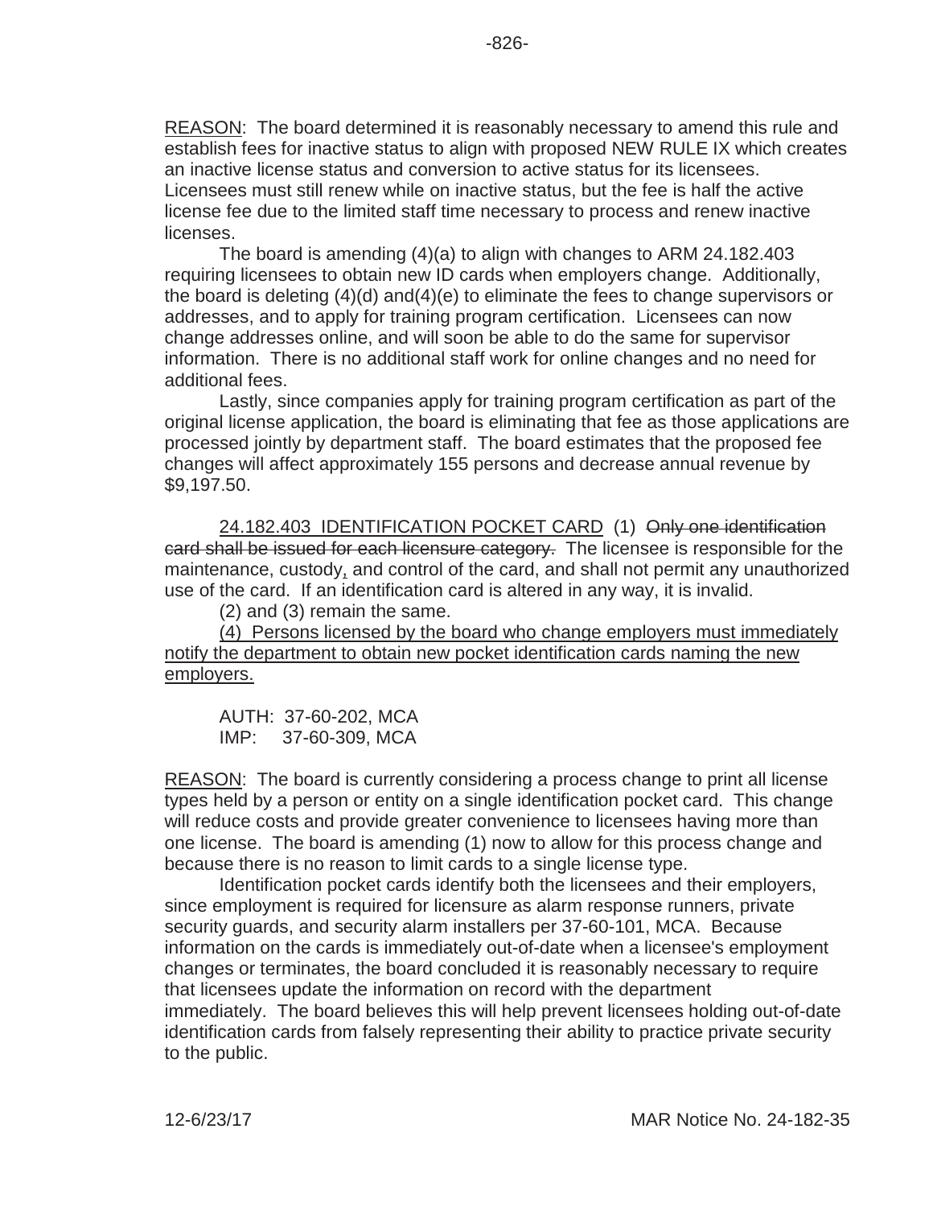REASON: The board determined it is reasonably necessary to amend this rule and establish fees for inactive status to align with proposed NEW RULE IX which creates an inactive license status and conversion to active status for its licensees. Licensees must still renew while on inactive status, but the fee is half the active license fee due to the limited staff time necessary to process and renew inactive licenses.

The board is amending (4)(a) to align with changes to ARM 24.182.403 requiring licensees to obtain new ID cards when employers change. Additionally, the board is deleting (4)(d) and(4)(e) to eliminate the fees to change supervisors or addresses, and to apply for training program certification. Licensees can now change addresses online, and will soon be able to do the same for supervisor information. There is no additional staff work for online changes and no need for additional fees.

Lastly, since companies apply for training program certification as part of the original license application, the board is eliminating that fee as those applications are processed jointly by department staff. The board estimates that the proposed fee changes will affect approximately 155 persons and decrease annual revenue by $9,197.50.

24.182.403 IDENTIFICATION POCKET CARD (1) ~~Only one identification card shall be issued for each licensure category.~~ The licensee is responsible for the maintenance, custody, and control of the card, and shall not permit any unauthorized use of the card. If an identification card is altered in any way, it is invalid.

(2) and (3) remain the same.

(4) Persons licensed by the board who change employers must immediately notify the department to obtain new pocket identification cards naming the new employers.

AUTH: 37-60-202, MCA
IMP: 37-60-309, MCA

REASON: The board is currently considering a process change to print all license types held by a person or entity on a single identification pocket card. This change will reduce costs and provide greater convenience to licensees having more than one license. The board is amending (1) now to allow for this process change and because there is no reason to limit cards to a single license type.

Identification pocket cards identify both the licensees and their employers, since employment is required for licensure as alarm response runners, private security guards, and security alarm installers per 37-60-101, MCA. Because information on the cards is immediately out-of-date when a licensee's employment changes or terminates, the board concluded it is reasonably necessary to require that licensees update the information on record with the department immediately. The board believes this will help prevent licensees holding out-of-date identification cards from falsely representing their ability to practice private security to the public.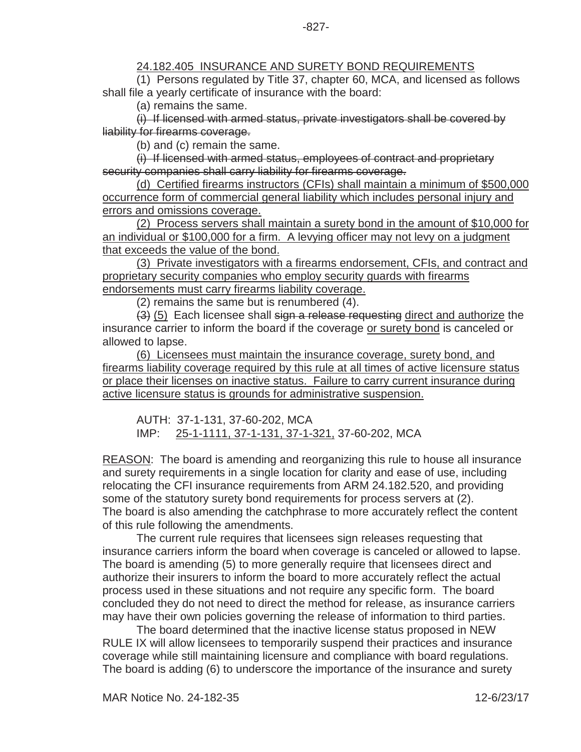<u>24.182.405 INSURANCE AND SURETY BOND REQUIREMENTS</u>

(1) Persons regulated by Title 37, chapter 60, MCA, and licensed as follows shall file a yearly certificate of insurance with the board:

(a) remains the same.

~~(i) If licensed with armed status, private investigators shall be covered by liability for firearms coverage.~~

(b) and (c) remain the same.

~~(i) If licensed with armed status, employees of contract and proprietary security companies shall carry liability for firearms coverage.~~

<u>(d) Certified firearms instructors (CFIs) shall maintain a minimum of $500,000 occurrence form of commercial general liability which includes personal injury and errors and omissions coverage.</u>

<u>(2) Process servers shall maintain a surety bond in the amount of $10,000 for an individual or $100,000 for a firm. A levying officer may not levy on a judgment that exceeds the value of the bond.</u>

<u>(3) Private investigators with a firearms endorsement, CFIs, and contract and proprietary security companies who employ security guards with firearms endorsements must carry firearms liability coverage.</u>

(2) remains the same but is renumbered (4).

~~(3)~~ <u>(5)</u> Each licensee shall ~~sign a release requesting~~ <u>direct and authorize</u> the insurance carrier to inform the board if the coverage <u>or surety bond</u> is canceled or allowed to lapse.

<u>(6) Licensees must maintain the insurance coverage, surety bond, and firearms liability coverage required by this rule at all times of active licensure status or place their licenses on inactive status. Failure to carry current insurance during active licensure status is grounds for administrative suspension.</u>

AUTH: 37-1-131, 37-60-202, MCA
IMP: <u>25-1-1111, 37-1-131, 37-1-321,</u> 37-60-202, MCA

<u>REASON</u>: The board is amending and reorganizing this rule to house all insurance and surety requirements in a single location for clarity and ease of use, including relocating the CFI insurance requirements from ARM 24.182.520, and providing some of the statutory surety bond requirements for process servers at (2). The board is also amending the catchphrase to more accurately reflect the content of this rule following the amendments.

The current rule requires that licensees sign releases requesting that insurance carriers inform the board when coverage is canceled or allowed to lapse. The board is amending (5) to more generally require that licensees direct and authorize their insurers to inform the board to more accurately reflect the actual process used in these situations and not require any specific form. The board concluded they do not need to direct the method for release, as insurance carriers may have their own policies governing the release of information to third parties.

The board determined that the inactive license status proposed in NEW RULE IX will allow licensees to temporarily suspend their practices and insurance coverage while still maintaining licensure and compliance with board regulations. The board is adding (6) to underscore the importance of the insurance and surety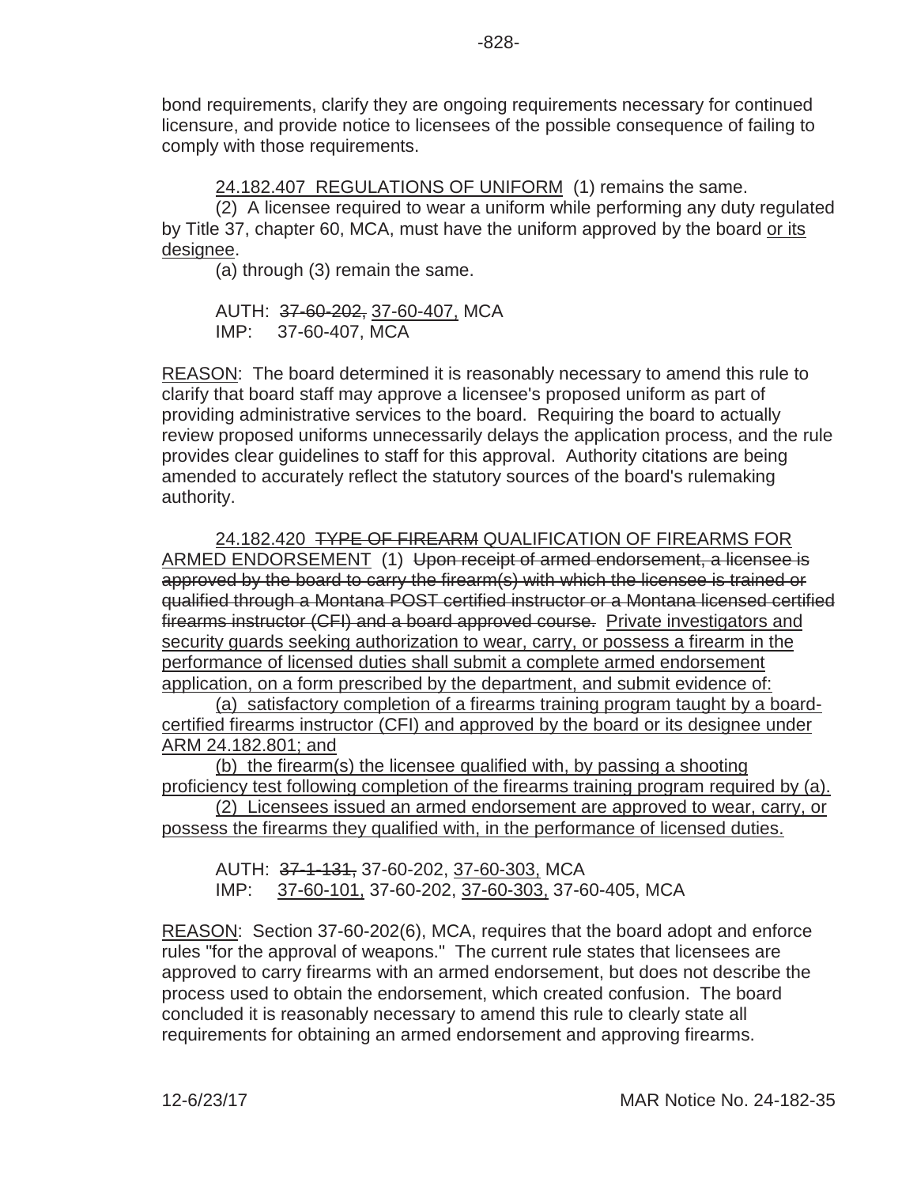bond requirements, clarify they are ongoing requirements necessary for continued licensure, and provide notice to licensees of the possible consequence of failing to comply with those requirements.

<u>24.182.407 REGULATIONS OF UNIFORM</u> (1) remains the same.

(2) A licensee required to wear a uniform while performing any duty regulated by Title 37, chapter 60, MCA, must have the uniform approved by the board <u>or its designee</u>.

(a) through (3) remain the same.

AUTH: ~~37-60-202,~~ <u>37-60-407,</u> MCA
IMP: 37-60-407, MCA

<u>REASON</u>: The board determined it is reasonably necessary to amend this rule to clarify that board staff may approve a licensee's proposed uniform as part of providing administrative services to the board. Requiring the board to actually review proposed uniforms unnecessarily delays the application process, and the rule provides clear guidelines to staff for this approval. Authority citations are being amended to accurately reflect the statutory sources of the board's rulemaking authority.

<u>24.182.420</u> ~~TYPE OF FIREARM~~ <u>QUALIFICATION OF FIREARMS FOR ARMED ENDORSEMENT</u> (1) ~~Upon receipt of armed endorsement, a licensee is approved by the board to carry the firearm(s) with which the licensee is trained or qualified through a Montana POST certified instructor or a Montana licensed certified firearms instructor (CFI) and a board approved course.~~ <u>Private investigators and security guards seeking authorization to wear, carry, or possess a firearm in the performance of licensed duties shall submit a complete armed endorsement application, on a form prescribed by the department, and submit evidence of:</u>

<u>(a) satisfactory completion of a firearms training program taught by a board-certified firearms instructor (CFI) and approved by the board or its designee under ARM 24.182.801; and</u>

<u>(b) the firearm(s) the licensee qualified with, by passing a shooting proficiency test following completion of the firearms training program required by (a).</u>

<u>(2) Licensees issued an armed endorsement are approved to wear, carry, or possess the firearms they qualified with, in the performance of licensed duties.</u>

AUTH: ~~37-1-131,~~ 37-60-202, <u>37-60-303,</u> MCA
IMP: <u>37-60-101,</u> 37-60-202, <u>37-60-303,</u> 37-60-405, MCA

<u>REASON</u>: Section 37-60-202(6), MCA, requires that the board adopt and enforce rules "for the approval of weapons." The current rule states that licensees are approved to carry firearms with an armed endorsement, but does not describe the process used to obtain the endorsement, which created confusion. The board concluded it is reasonably necessary to amend this rule to clearly state all requirements for obtaining an armed endorsement and approving firearms.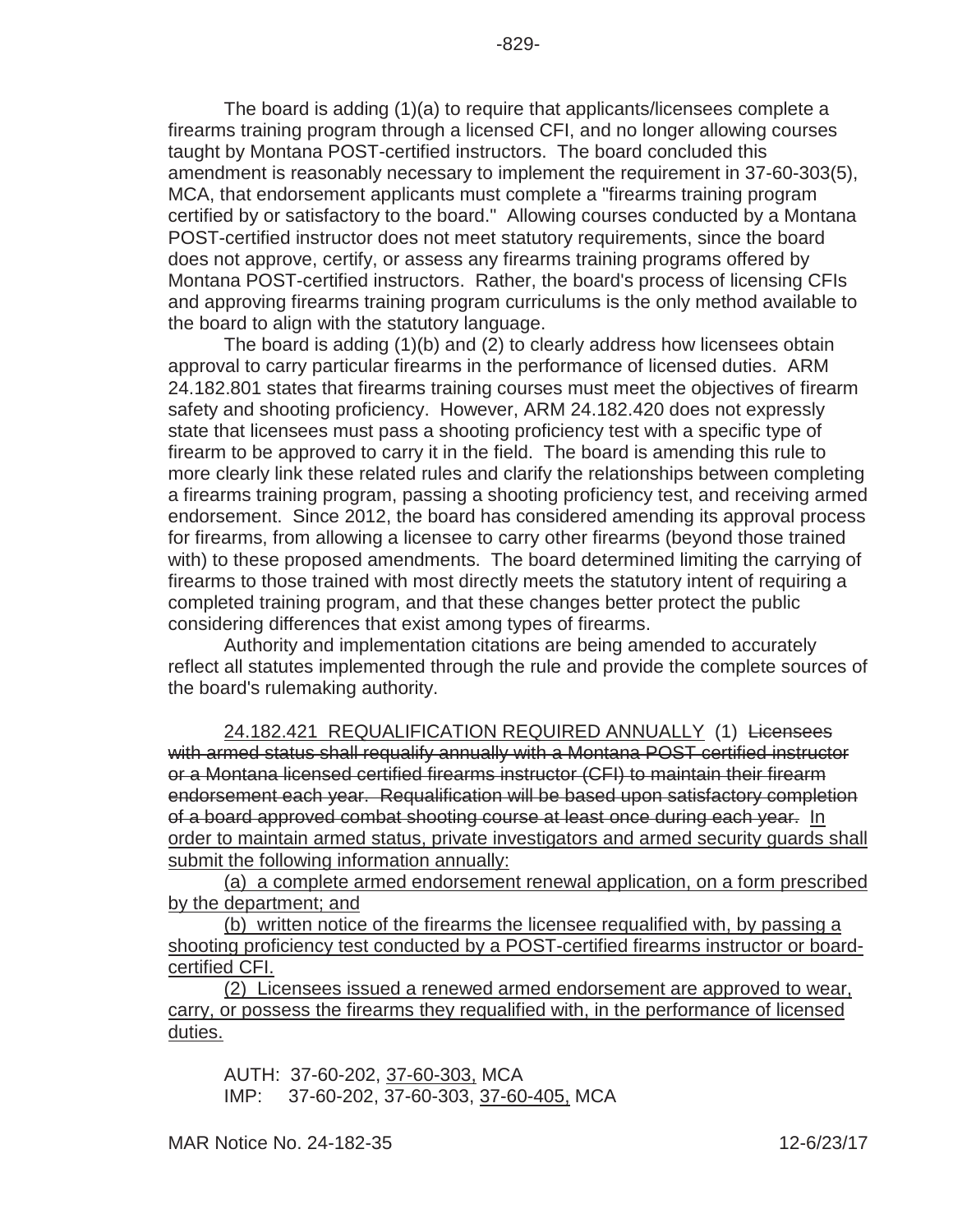The board is adding (1)(a) to require that applicants/licensees complete a firearms training program through a licensed CFI, and no longer allowing courses taught by Montana POST-certified instructors. The board concluded this amendment is reasonably necessary to implement the requirement in 37-60-303(5), MCA, that endorsement applicants must complete a "firearms training program certified by or satisfactory to the board." Allowing courses conducted by a Montana POST-certified instructor does not meet statutory requirements, since the board does not approve, certify, or assess any firearms training programs offered by Montana POST-certified instructors. Rather, the board's process of licensing CFIs and approving firearms training program curriculums is the only method available to the board to align with the statutory language.

The board is adding (1)(b) and (2) to clearly address how licensees obtain approval to carry particular firearms in the performance of licensed duties. ARM 24.182.801 states that firearms training courses must meet the objectives of firearm safety and shooting proficiency. However, ARM 24.182.420 does not expressly state that licensees must pass a shooting proficiency test with a specific type of firearm to be approved to carry it in the field. The board is amending this rule to more clearly link these related rules and clarify the relationships between completing a firearms training program, passing a shooting proficiency test, and receiving armed endorsement. Since 2012, the board has considered amending its approval process for firearms, from allowing a licensee to carry other firearms (beyond those trained with) to these proposed amendments. The board determined limiting the carrying of firearms to those trained with most directly meets the statutory intent of requiring a completed training program, and that these changes better protect the public considering differences that exist among types of firearms.

Authority and implementation citations are being amended to accurately reflect all statutes implemented through the rule and provide the complete sources of the board's rulemaking authority.

<u>24.182.421 REQUALIFICATION REQUIRED ANNUALLY</u> (1) ~~Licensees with armed status shall requalify annually with a Montana POST certified instructor or a Montana licensed certified firearms instructor (CFI) to maintain their firearm endorsement each year. Requalification will be based upon satisfactory completion of a board approved combat shooting course at least once during each year.~~ <u>In order to maintain armed status, private investigators and armed security guards shall submit the following information annually:</u>

<u>(a) a complete armed endorsement renewal application, on a form prescribed by the department; and</u>

<u>(b) written notice of the firearms the licensee requalified with, by passing a shooting proficiency test conducted by a POST-certified firearms instructor or board-certified CFI.</u>

<u>(2) Licensees issued a renewed armed endorsement are approved to wear, carry, or possess the firearms they requalified with, in the performance of licensed duties.</u>

AUTH: 37-60-202, <u>37-60-303,</u> MCA
IMP: 37-60-202, 37-60-303, <u>37-60-405,</u> MCA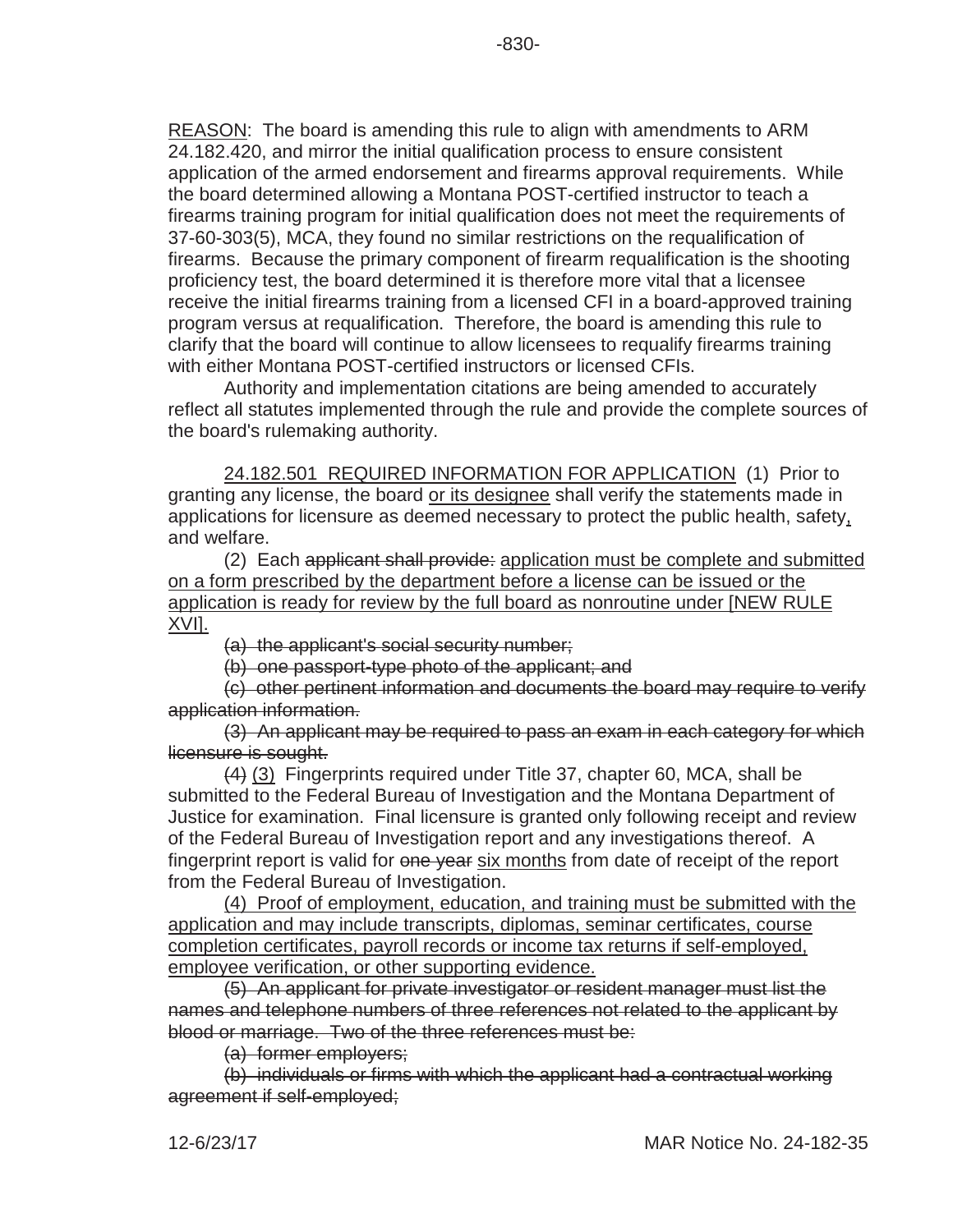<u>REASON</u>: The board is amending this rule to align with amendments to ARM 24.182.420, and mirror the initial qualification process to ensure consistent application of the armed endorsement and firearms approval requirements. While the board determined allowing a Montana POST-certified instructor to teach a firearms training program for initial qualification does not meet the requirements of 37-60-303(5), MCA, they found no similar restrictions on the requalification of firearms. Because the primary component of firearm requalification is the shooting proficiency test, the board determined it is therefore more vital that a licensee receive the initial firearms training from a licensed CFI in a board-approved training program versus at requalification. Therefore, the board is amending this rule to clarify that the board will continue to allow licensees to requalify firearms training with either Montana POST-certified instructors or licensed CFIs.

Authority and implementation citations are being amended to accurately reflect all statutes implemented through the rule and provide the complete sources of the board's rulemaking authority.

<u>24.182.501 REQUIRED INFORMATION FOR APPLICATION</u> (1) Prior to granting any license, the board <u>or its designee</u> shall verify the statements made in applications for licensure as deemed necessary to protect the public health, safety<u>,</u> and welfare.

(2) Each ~~applicant shall provide:~~ <u>application must be complete and submitted on a form prescribed by the department before a license can be issued or the application is ready for review by the full board as nonroutine under [NEW RULE XVI].</u>

~~(a) the applicant's social security number;~~

~~(b) one passport-type photo of the applicant; and~~

~~(c) other pertinent information and documents the board may require to verify application information.~~

~~(3) An applicant may be required to pass an exam in each category for which licensure is sought.~~

~~(4)~~ <u>(3)</u> Fingerprints required under Title 37, chapter 60, MCA, shall be submitted to the Federal Bureau of Investigation and the Montana Department of Justice for examination. Final licensure is granted only following receipt and review of the Federal Bureau of Investigation report and any investigations thereof. A fingerprint report is valid for ~~one year~~ <u>six months</u> from date of receipt of the report from the Federal Bureau of Investigation.

<u>(4) Proof of employment, education, and training must be submitted with the application and may include transcripts, diplomas, seminar certificates, course completion certificates, payroll records or income tax returns if self-employed, employee verification, or other supporting evidence.</u>

~~(5) An applicant for private investigator or resident manager must list the names and telephone numbers of three references not related to the applicant by blood or marriage. Two of the three references must be:~~

~~(a) former employers;~~

~~(b) individuals or firms with which the applicant had a contractual working agreement if self-employed;~~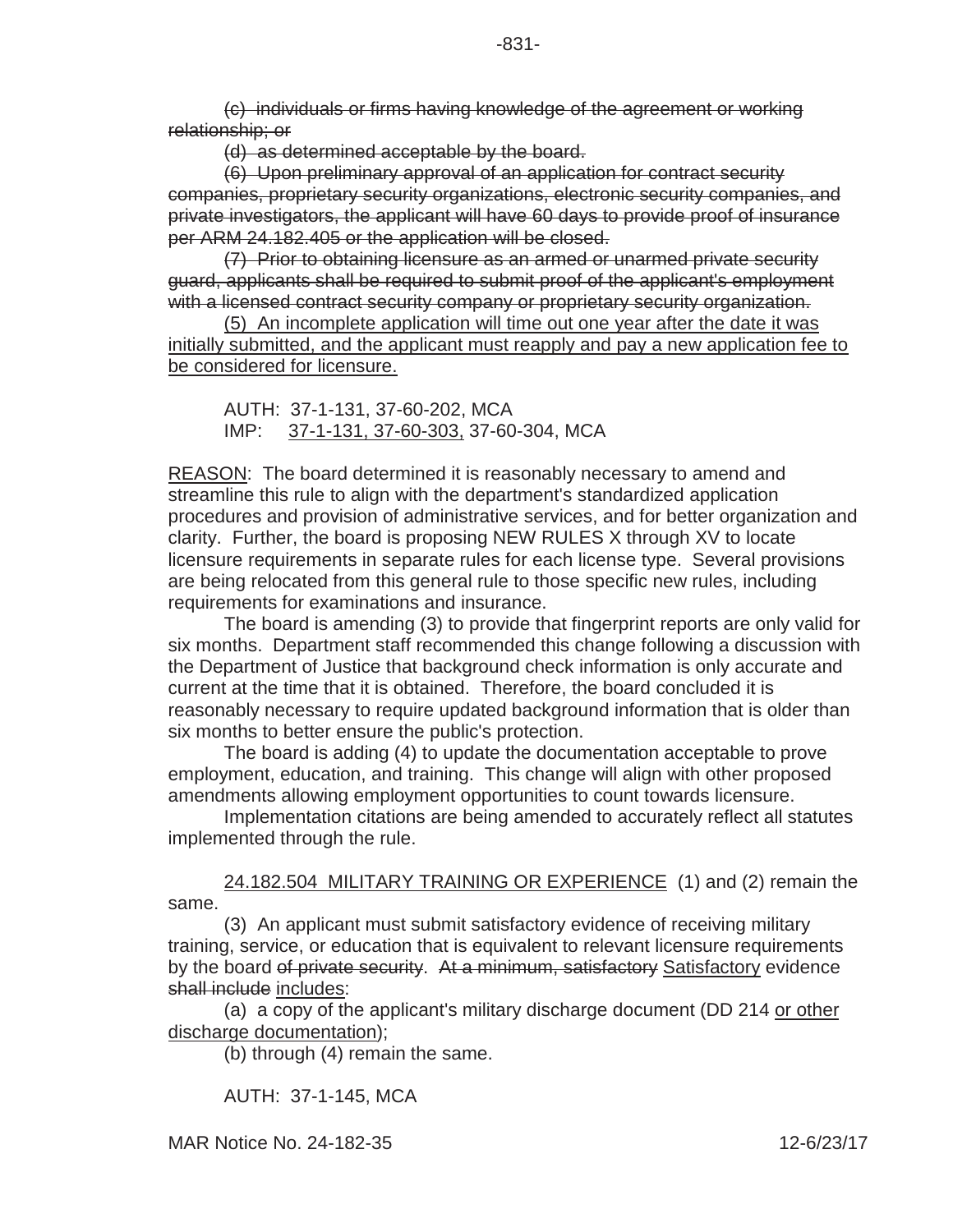~~(c) individuals or firms having knowledge of the agreement or working relationship; or~~

~~(d) as determined acceptable by the board.~~

~~(6) Upon preliminary approval of an application for contract security companies, proprietary security organizations, electronic security companies, and private investigators, the applicant will have 60 days to provide proof of insurance per ARM 24.182.405 or the application will be closed.~~

~~(7) Prior to obtaining licensure as an armed or unarmed private security guard, applicants shall be required to submit proof of the applicant's employment with a licensed contract security company or proprietary security organization.~~

<u>(5) An incomplete application will time out one year after the date it was initially submitted, and the applicant must reapply and pay a new application fee to be considered for licensure.</u>

AUTH: 37-1-131, 37-60-202, MCA
IMP: <u>37-1-131, 37-60-303,</u> 37-60-304, MCA

<u>REASON</u>: The board determined it is reasonably necessary to amend and streamline this rule to align with the department's standardized application procedures and provision of administrative services, and for better organization and clarity. Further, the board is proposing NEW RULES X through XV to locate licensure requirements in separate rules for each license type. Several provisions are being relocated from this general rule to those specific new rules, including requirements for examinations and insurance.

The board is amending (3) to provide that fingerprint reports are only valid for six months. Department staff recommended this change following a discussion with the Department of Justice that background check information is only accurate and current at the time that it is obtained. Therefore, the board concluded it is reasonably necessary to require updated background information that is older than six months to better ensure the public's protection.

The board is adding (4) to update the documentation acceptable to prove employment, education, and training. This change will align with other proposed amendments allowing employment opportunities to count towards licensure.

Implementation citations are being amended to accurately reflect all statutes implemented through the rule.

<u>24.182.504 MILITARY TRAINING OR EXPERIENCE</u> (1) and (2) remain the same.

(3) An applicant must submit satisfactory evidence of receiving military training, service, or education that is equivalent to relevant licensure requirements by the board ~~of private security~~. ~~At a minimum, satisfactory~~ <u>Satisfactory</u> evidence ~~shall include~~ <u>includes</u>:

(a) a copy of the applicant's military discharge document (DD 214 <u>or other discharge documentation</u>);

(b) through (4) remain the same.

AUTH: 37-1-145, MCA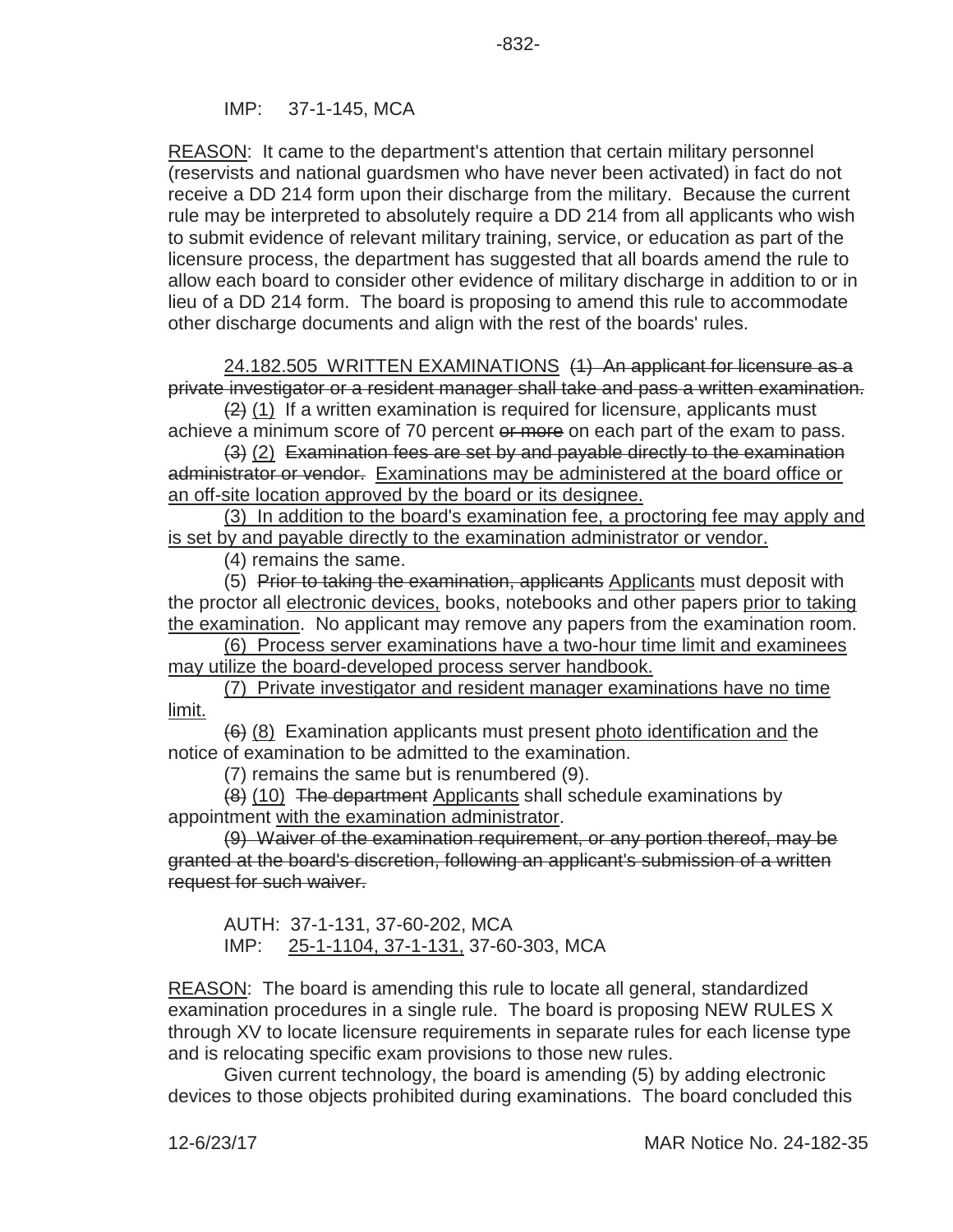IMP: 37-1-145, MCA

REASON: It came to the department's attention that certain military personnel (reservists and national guardsmen who have never been activated) in fact do not receive a DD 214 form upon their discharge from the military. Because the current rule may be interpreted to absolutely require a DD 214 from all applicants who wish to submit evidence of relevant military training, service, or education as part of the licensure process, the department has suggested that all boards amend the rule to allow each board to consider other evidence of military discharge in addition to or in lieu of a DD 214 form. The board is proposing to amend this rule to accommodate other discharge documents and align with the rest of the boards' rules.

24.182.505 WRITTEN EXAMINATIONS ~~(1) An applicant for licensure as a private investigator or a resident manager shall take and pass a written examination.~~

~~(2)~~ (1) If a written examination is required for licensure, applicants must achieve a minimum score of 70 percent ~~or more~~ on each part of the exam to pass.

~~(3)~~ (2) ~~Examination fees are set by and payable directly to the examination administrator or vendor.~~ Examinations may be administered at the board office or an off-site location approved by the board or its designee.

(3) In addition to the board's examination fee, a proctoring fee may apply and is set by and payable directly to the examination administrator or vendor.

(4) remains the same.

(5) ~~Prior to taking the examination, applicants~~ Applicants must deposit with the proctor all electronic devices, books, notebooks and other papers prior to taking the examination. No applicant may remove any papers from the examination room.

(6) Process server examinations have a two-hour time limit and examinees may utilize the board-developed process server handbook.

(7) Private investigator and resident manager examinations have no time limit.

~~(6)~~ (8) Examination applicants must present photo identification and the notice of examination to be admitted to the examination.

(7) remains the same but is renumbered (9).

~~(8)~~ (10) ~~The department~~ Applicants shall schedule examinations by appointment with the examination administrator.

~~(9) Waiver of the examination requirement, or any portion thereof, may be granted at the board's discretion, following an applicant's submission of a written request for such waiver.~~

AUTH: 37-1-131, 37-60-202, MCA
IMP: 25-1-1104, 37-1-131, 37-60-303, MCA

REASON: The board is amending this rule to locate all general, standardized examination procedures in a single rule. The board is proposing NEW RULES X through XV to locate licensure requirements in separate rules for each license type and is relocating specific exam provisions to those new rules.

Given current technology, the board is amending (5) by adding electronic devices to those objects prohibited during examinations. The board concluded this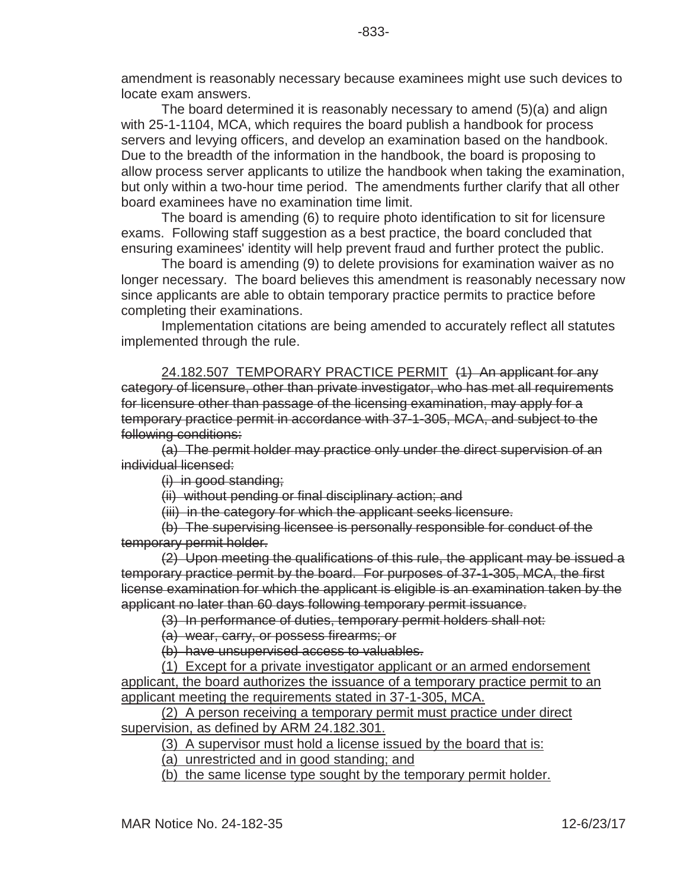amendment is reasonably necessary because examinees might use such devices to locate exam answers.

The board determined it is reasonably necessary to amend (5)(a) and align with 25-1-1104, MCA, which requires the board publish a handbook for process servers and levying officers, and develop an examination based on the handbook. Due to the breadth of the information in the handbook, the board is proposing to allow process server applicants to utilize the handbook when taking the examination, but only within a two-hour time period. The amendments further clarify that all other board examinees have no examination time limit.

The board is amending (6) to require photo identification to sit for licensure exams. Following staff suggestion as a best practice, the board concluded that ensuring examinees' identity will help prevent fraud and further protect the public.

The board is amending (9) to delete provisions for examination waiver as no longer necessary. The board believes this amendment is reasonably necessary now since applicants are able to obtain temporary practice permits to practice before completing their examinations.

Implementation citations are being amended to accurately reflect all statutes implemented through the rule.

<u>24.182.507 TEMPORARY PRACTICE PERMIT</u> ~~(1) An applicant for any category of licensure, other than private investigator, who has met all requirements for licensure other than passage of the licensing examination, may apply for a temporary practice permit in accordance with 37-1-305, MCA, and subject to the following conditions:~~

~~(a) The permit holder may practice only under the direct supervision of an individual licensed:~~

~~(i) in good standing;~~

~~(ii) without pending or final disciplinary action; and~~

~~(iii) in the category for which the applicant seeks licensure.~~

~~(b) The supervising licensee is personally responsible for conduct of the temporary permit holder.~~

~~(2) Upon meeting the qualifications of this rule, the applicant may be issued a temporary practice permit by the board. For purposes of 37-1-305, MCA, the first license examination for which the applicant is eligible is an examination taken by the applicant no later than 60 days following temporary permit issuance.~~

~~(3) In performance of duties, temporary permit holders shall not:~~

~~(a) wear, carry, or possess firearms; or~~

~~(b) have unsupervised access to valuables.~~

<u>(1) Except for a private investigator applicant or an armed endorsement applicant, the board authorizes the issuance of a temporary practice permit to an applicant meeting the requirements stated in 37-1-305, MCA.</u>

<u>(2) A person receiving a temporary permit must practice under direct supervision, as defined by ARM 24.182.301.</u>

<u>(3) A supervisor must hold a license issued by the board that is:</u>

<u>(a) unrestricted and in good standing; and</u>

<u>(b) the same license type sought by the temporary permit holder.</u>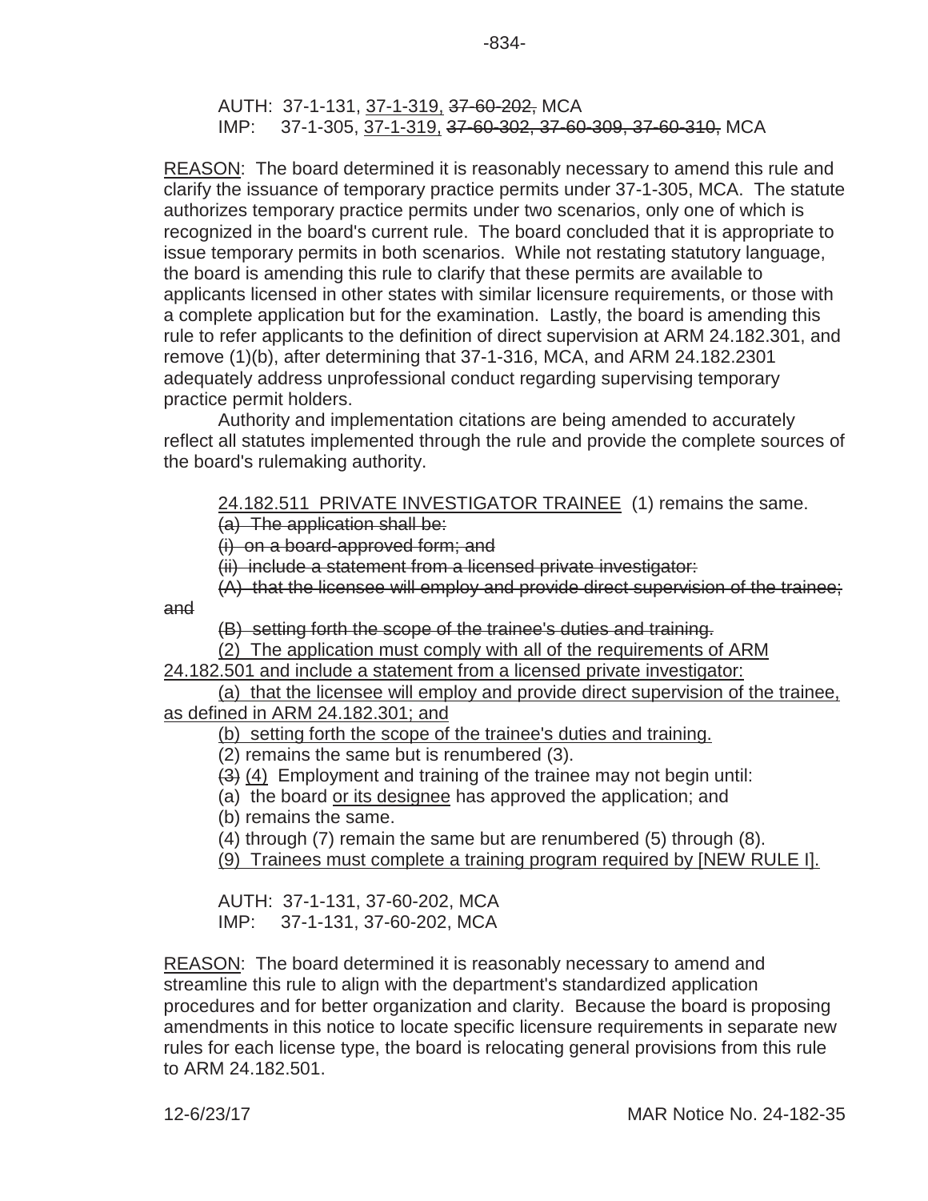AUTH: 37-1-131, <u>37-1-319,</u> ~~37-60-202,~~ MCA
IMP: 37-1-305, <u>37-1-319,</u> ~~37-60-302, 37-60-309, 37-60-310,~~ MCA

<u>REASON</u>: The board determined it is reasonably necessary to amend this rule and clarify the issuance of temporary practice permits under 37-1-305, MCA. The statute authorizes temporary practice permits under two scenarios, only one of which is recognized in the board's current rule. The board concluded that it is appropriate to issue temporary permits in both scenarios. While not restating statutory language, the board is amending this rule to clarify that these permits are available to applicants licensed in other states with similar licensure requirements, or those with a complete application but for the examination. Lastly, the board is amending this rule to refer applicants to the definition of direct supervision at ARM 24.182.301, and remove (1)(b), after determining that 37-1-316, MCA, and ARM 24.182.2301 adequately address unprofessional conduct regarding supervising temporary practice permit holders.

Authority and implementation citations are being amended to accurately reflect all statutes implemented through the rule and provide the complete sources of the board's rulemaking authority.

<u>24.182.511 PRIVATE INVESTIGATOR TRAINEE</u> (1) remains the same.

~~(a) The application shall be:~~

~~(i) on a board-approved form; and~~

~~(ii) include a statement from a licensed private investigator:~~

~~(A) that the licensee will employ and provide direct supervision of the trainee; and~~

~~(B) setting forth the scope of the trainee's duties and training.~~

<u>(2) The application must comply with all of the requirements of ARM 24.182.501 and include a statement from a licensed private investigator:</u>

<u>(a) that the licensee will employ and provide direct supervision of the trainee, as defined in ARM 24.182.301; and</u>

<u>(b) setting forth the scope of the trainee's duties and training.</u>

(2) remains the same but is renumbered (3).

~~(3)~~ <u>(4)</u> Employment and training of the trainee may not begin until:

(a) the board <u>or its designee</u> has approved the application; and

(b) remains the same.

(4) through (7) remain the same but are renumbered (5) through (8).

<u>(9) Trainees must complete a training program required by [NEW RULE I].</u>

AUTH: 37-1-131, 37-60-202, MCA
IMP: 37-1-131, 37-60-202, MCA

<u>REASON</u>: The board determined it is reasonably necessary to amend and streamline this rule to align with the department's standardized application procedures and for better organization and clarity. Because the board is proposing amendments in this notice to locate specific licensure requirements in separate new rules for each license type, the board is relocating general provisions from this rule to ARM 24.182.501.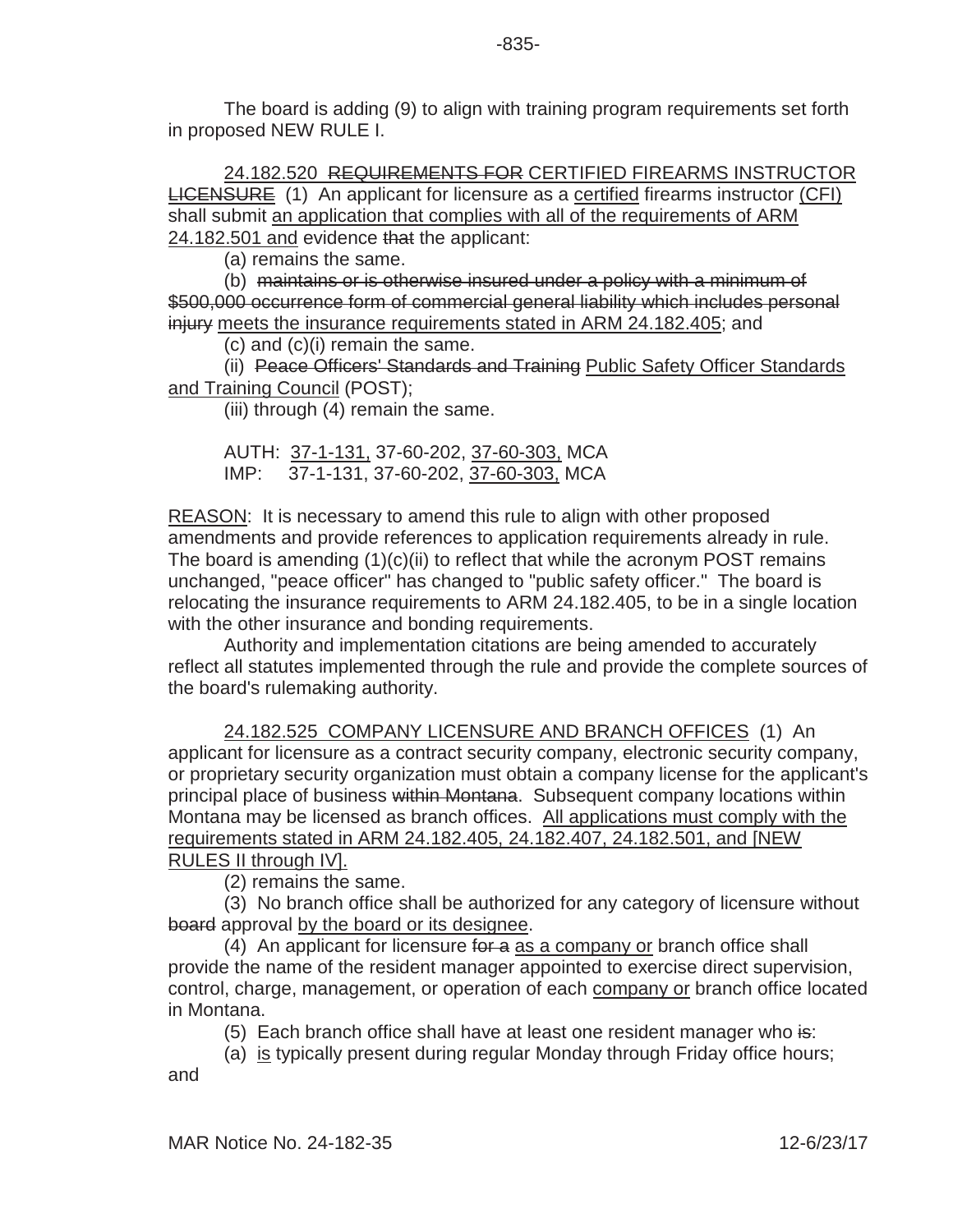The board is adding (9) to align with training program requirements set forth in proposed NEW RULE I.

<u>24.182.520 ~~REQUIREMENTS FOR~~ CERTIFIED FIREARMS INSTRUCTOR ~~LICENSURE~~</u> (1) An applicant for licensure as a <u>certified</u> firearms instructor <u>(CFI)</u> shall submit <u>an application that complies with all of the requirements of ARM 24.182.501 and</u> evidence ~~that~~ the applicant:

(a) remains the same.

(b) ~~maintains or is otherwise insured under a policy with a minimum of $500,000 occurrence form of commercial general liability which includes personal injury~~ <u>meets the insurance requirements stated in ARM 24.182.405</u>; and

(c) and (c)(i) remain the same.

(ii) ~~Peace Officers' Standards and Training~~ <u>Public Safety Officer Standards and Training Council</u> (POST);

(iii) through (4) remain the same.

AUTH: <u>37-1-131,</u> 37-60-202, <u>37-60-303,</u> MCA
IMP: 37-1-131, 37-60-202, <u>37-60-303,</u> MCA

<u>REASON</u>: It is necessary to amend this rule to align with other proposed amendments and provide references to application requirements already in rule. The board is amending (1)(c)(ii) to reflect that while the acronym POST remains unchanged, "peace officer" has changed to "public safety officer." The board is relocating the insurance requirements to ARM 24.182.405, to be in a single location with the other insurance and bonding requirements.

Authority and implementation citations are being amended to accurately reflect all statutes implemented through the rule and provide the complete sources of the board's rulemaking authority.

<u>24.182.525 COMPANY LICENSURE AND BRANCH OFFICES</u> (1) An applicant for licensure as a contract security company, electronic security company, or proprietary security organization must obtain a company license for the applicant's principal place of business ~~within Montana~~. Subsequent company locations within Montana may be licensed as branch offices. <u>All applications must comply with the requirements stated in ARM 24.182.405, 24.182.407, 24.182.501, and [NEW RULES II through IV].</u>

(2) remains the same.

(3) No branch office shall be authorized for any category of licensure without ~~board~~ approval <u>by the board or its designee</u>.

(4) An applicant for licensure ~~for a~~ <u>as a company or</u> branch office shall provide the name of the resident manager appointed to exercise direct supervision, control, charge, management, or operation of each <u>company or</u> branch office located in Montana.

(5) Each branch office shall have at least one resident manager who ~~is~~:

(a) <u>is</u> typically present during regular Monday through Friday office hours; and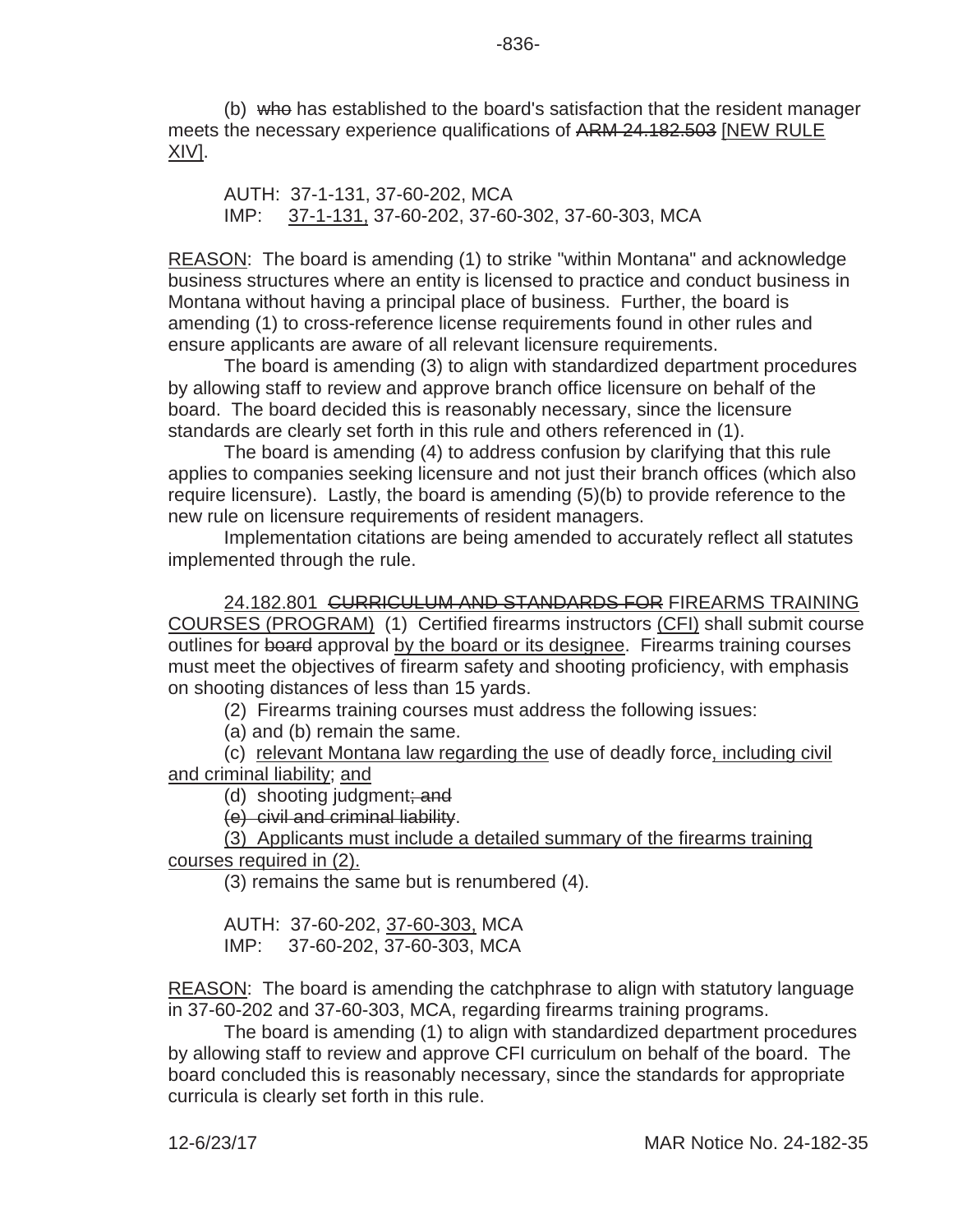(b) ~~who~~ has established to the board's satisfaction that the resident manager meets the necessary experience qualifications of ~~ARM 24.182.503~~ <u>[NEW RULE XIV]</u>.

AUTH: 37-1-131, 37-60-202, MCA
IMP: <u>37-1-131,</u> 37-60-202, 37-60-302, 37-60-303, MCA

<u>REASON</u>: The board is amending (1) to strike "within Montana" and acknowledge business structures where an entity is licensed to practice and conduct business in Montana without having a principal place of business. Further, the board is amending (1) to cross-reference license requirements found in other rules and ensure applicants are aware of all relevant licensure requirements.

The board is amending (3) to align with standardized department procedures by allowing staff to review and approve branch office licensure on behalf of the board. The board decided this is reasonably necessary, since the licensure standards are clearly set forth in this rule and others referenced in (1).

The board is amending (4) to address confusion by clarifying that this rule applies to companies seeking licensure and not just their branch offices (which also require licensure). Lastly, the board is amending (5)(b) to provide reference to the new rule on licensure requirements of resident managers.

Implementation citations are being amended to accurately reflect all statutes implemented through the rule.

<u>24.182.801</u> ~~CURRICULUM AND STANDARDS FOR~~ FIREARMS TRAINING <u>COURSES (PROGRAM)</u> (1) Certified firearms instructors <u>(CFI)</u> shall submit course outlines for ~~board~~ approval <u>by the board or its designee</u>. Firearms training courses must meet the objectives of firearm safety and shooting proficiency, with emphasis on shooting distances of less than 15 yards.

(2) Firearms training courses must address the following issues:

(a) and (b) remain the same.

(c) <u>relevant Montana law regarding the</u> use of deadly force<u>, including civil and criminal liability</u>; <u>and</u>

(d) shooting judgment~~; and~~

~~(e) civil and criminal liability~~.

<u>(3) Applicants must include a detailed summary of the firearms training courses required in (2).</u>

(3) remains the same but is renumbered (4).

AUTH: 37-60-202, <u>37-60-303,</u> MCA
IMP: 37-60-202, 37-60-303, MCA

<u>REASON</u>: The board is amending the catchphrase to align with statutory language in 37-60-202 and 37-60-303, MCA, regarding firearms training programs.

The board is amending (1) to align with standardized department procedures by allowing staff to review and approve CFI curriculum on behalf of the board. The board concluded this is reasonably necessary, since the standards for appropriate curricula is clearly set forth in this rule.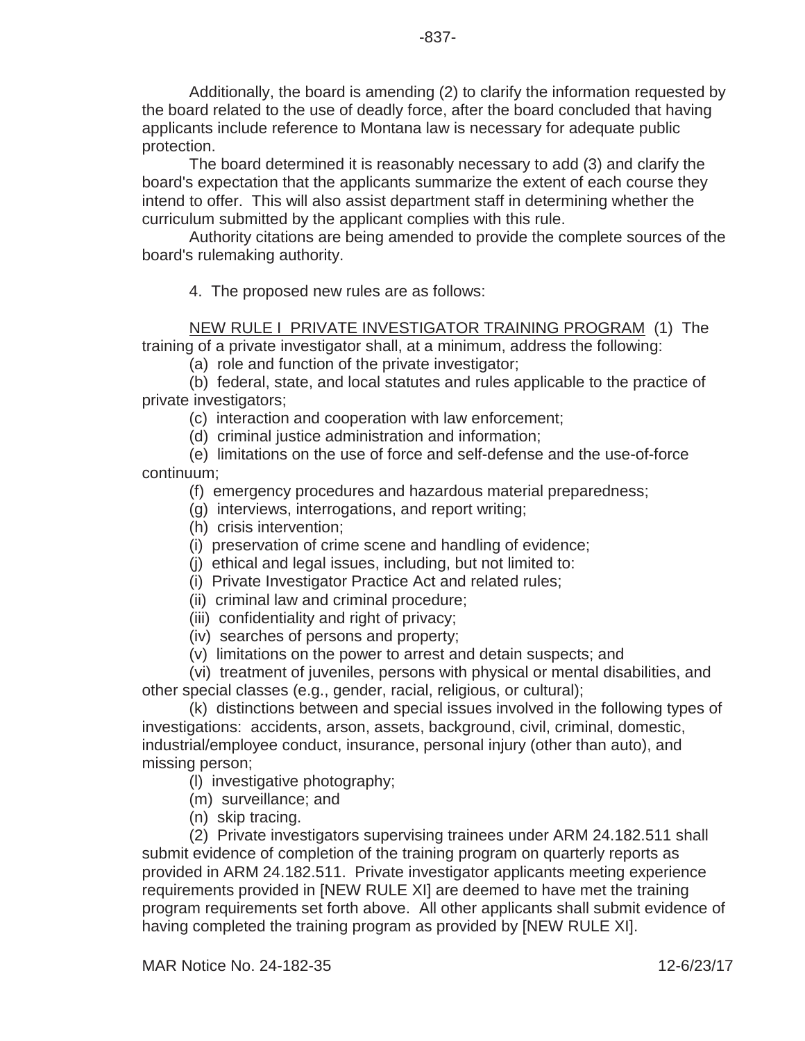Additionally, the board is amending (2) to clarify the information requested by the board related to the use of deadly force, after the board concluded that having applicants include reference to Montana law is necessary for adequate public protection.

The board determined it is reasonably necessary to add (3) and clarify the board's expectation that the applicants summarize the extent of each course they intend to offer. This will also assist department staff in determining whether the curriculum submitted by the applicant complies with this rule.

Authority citations are being amended to provide the complete sources of the board's rulemaking authority.

4. The proposed new rules are as follows:

<u>NEW RULE I PRIVATE INVESTIGATOR TRAINING PROGRAM</u> (1) The training of a private investigator shall, at a minimum, address the following:

(a) role and function of the private investigator;

(b) federal, state, and local statutes and rules applicable to the practice of private investigators;

(c) interaction and cooperation with law enforcement;

(d) criminal justice administration and information;

(e) limitations on the use of force and self-defense and the use-of-force continuum;

(f) emergency procedures and hazardous material preparedness;

(g) interviews, interrogations, and report writing;

(h) crisis intervention;

(i) preservation of crime scene and handling of evidence;

(j) ethical and legal issues, including, but not limited to:

(i) Private Investigator Practice Act and related rules;

(ii) criminal law and criminal procedure;

(iii) confidentiality and right of privacy;

(iv) searches of persons and property;

(v) limitations on the power to arrest and detain suspects; and

(vi) treatment of juveniles, persons with physical or mental disabilities, and other special classes (e.g., gender, racial, religious, or cultural);

(k) distinctions between and special issues involved in the following types of investigations: accidents, arson, assets, background, civil, criminal, domestic, industrial/employee conduct, insurance, personal injury (other than auto), and missing person;

(l) investigative photography;

(m) surveillance; and

(n) skip tracing.

(2) Private investigators supervising trainees under ARM 24.182.511 shall submit evidence of completion of the training program on quarterly reports as provided in ARM 24.182.511. Private investigator applicants meeting experience requirements provided in [NEW RULE XI] are deemed to have met the training program requirements set forth above. All other applicants shall submit evidence of having completed the training program as provided by [NEW RULE XI].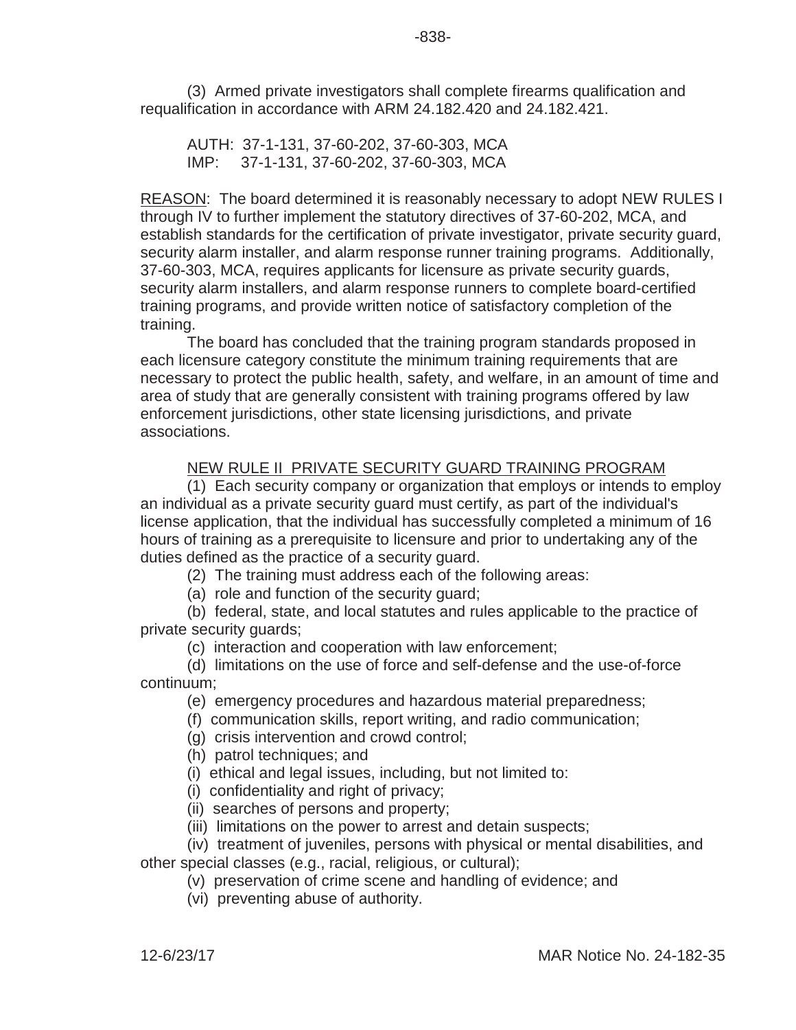(3) Armed private investigators shall complete firearms qualification and requalification in accordance with ARM 24.182.420 and 24.182.421.

AUTH: 37-1-131, 37-60-202, 37-60-303, MCA
IMP: 37-1-131, 37-60-202, 37-60-303, MCA

REASON: The board determined it is reasonably necessary to adopt NEW RULES I through IV to further implement the statutory directives of 37-60-202, MCA, and establish standards for the certification of private investigator, private security guard, security alarm installer, and alarm response runner training programs. Additionally, 37-60-303, MCA, requires applicants for licensure as private security guards, security alarm installers, and alarm response runners to complete board-certified training programs, and provide written notice of satisfactory completion of the training.

The board has concluded that the training program standards proposed in each licensure category constitute the minimum training requirements that are necessary to protect the public health, safety, and welfare, in an amount of time and area of study that are generally consistent with training programs offered by law enforcement jurisdictions, other state licensing jurisdictions, and private associations.

NEW RULE II PRIVATE SECURITY GUARD TRAINING PROGRAM

(1) Each security company or organization that employs or intends to employ an individual as a private security guard must certify, as part of the individual's license application, that the individual has successfully completed a minimum of 16 hours of training as a prerequisite to licensure and prior to undertaking any of the duties defined as the practice of a security guard.

(2) The training must address each of the following areas:

(a) role and function of the security guard;

(b) federal, state, and local statutes and rules applicable to the practice of private security guards;

(c) interaction and cooperation with law enforcement;

(d) limitations on the use of force and self-defense and the use-of-force continuum;

(e) emergency procedures and hazardous material preparedness;

(f) communication skills, report writing, and radio communication;

(g) crisis intervention and crowd control;

(h) patrol techniques; and

(i) ethical and legal issues, including, but not limited to:

(i) confidentiality and right of privacy;

(ii) searches of persons and property;

(iii) limitations on the power to arrest and detain suspects;

(iv) treatment of juveniles, persons with physical or mental disabilities, and other special classes (e.g., racial, religious, or cultural);

(v) preservation of crime scene and handling of evidence; and

(vi) preventing abuse of authority.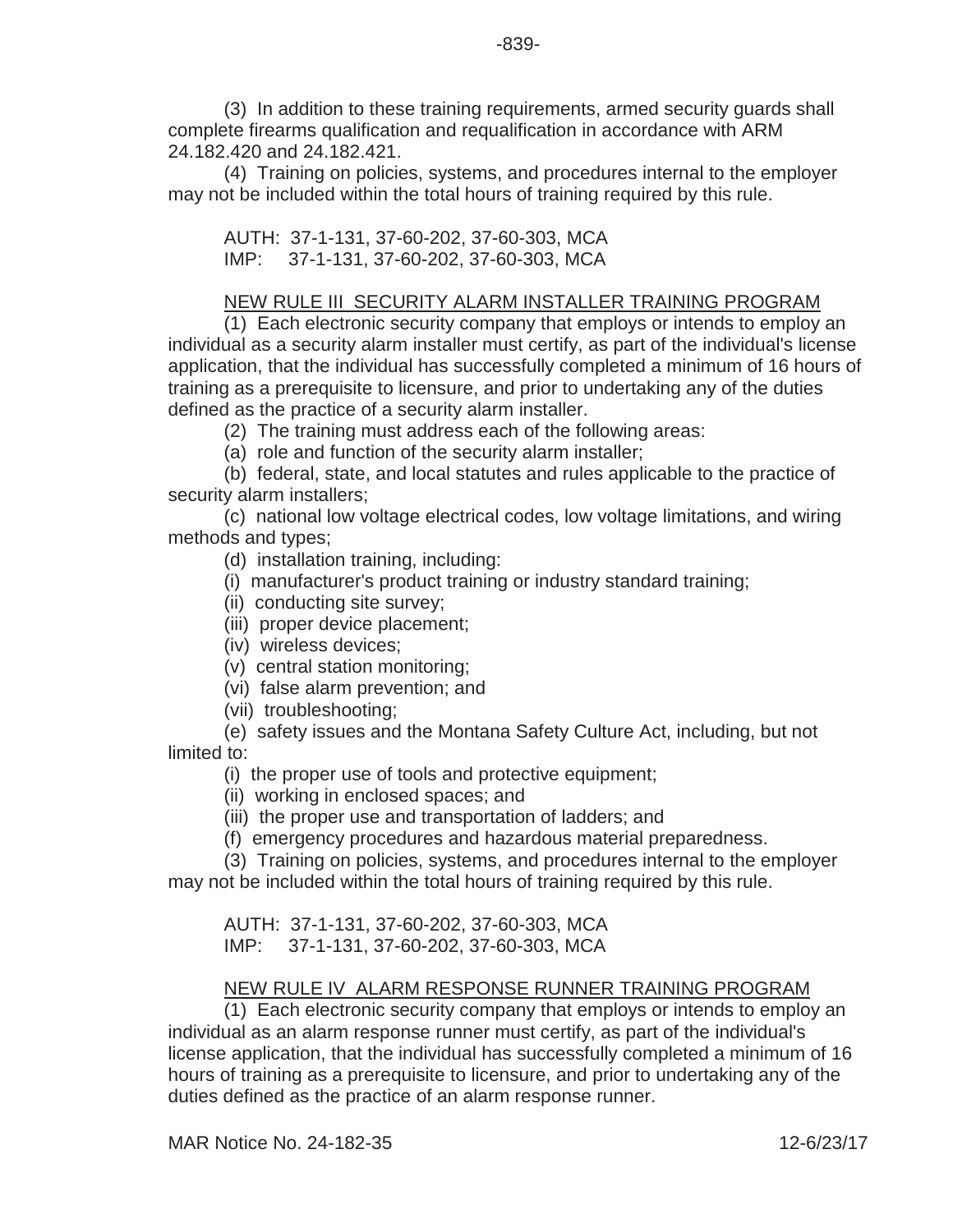(3) In addition to these training requirements, armed security guards shall complete firearms qualification and requalification in accordance with ARM 24.182.420 and 24.182.421.

(4) Training on policies, systems, and procedures internal to the employer may not be included within the total hours of training required by this rule.

AUTH: 37-1-131, 37-60-202, 37-60-303, MCA
IMP: 37-1-131, 37-60-202, 37-60-303, MCA

NEW RULE III SECURITY ALARM INSTALLER TRAINING PROGRAM

(1) Each electronic security company that employs or intends to employ an individual as a security alarm installer must certify, as part of the individual's license application, that the individual has successfully completed a minimum of 16 hours of training as a prerequisite to licensure, and prior to undertaking any of the duties defined as the practice of a security alarm installer.

(2) The training must address each of the following areas:

(a) role and function of the security alarm installer;

(b) federal, state, and local statutes and rules applicable to the practice of security alarm installers;

(c) national low voltage electrical codes, low voltage limitations, and wiring methods and types;

(d) installation training, including:

(i) manufacturer's product training or industry standard training;

(ii) conducting site survey;

(iii) proper device placement;

(iv) wireless devices;

(v) central station monitoring;

(vi) false alarm prevention; and

(vii) troubleshooting;

(e) safety issues and the Montana Safety Culture Act, including, but not limited to:

(i) the proper use of tools and protective equipment;

(ii) working in enclosed spaces; and

(iii) the proper use and transportation of ladders; and

(f) emergency procedures and hazardous material preparedness.

(3) Training on policies, systems, and procedures internal to the employer may not be included within the total hours of training required by this rule.

AUTH: 37-1-131, 37-60-202, 37-60-303, MCA
IMP: 37-1-131, 37-60-202, 37-60-303, MCA

NEW RULE IV ALARM RESPONSE RUNNER TRAINING PROGRAM

(1) Each electronic security company that employs or intends to employ an individual as an alarm response runner must certify, as part of the individual's license application, that the individual has successfully completed a minimum of 16 hours of training as a prerequisite to licensure, and prior to undertaking any of the duties defined as the practice of an alarm response runner.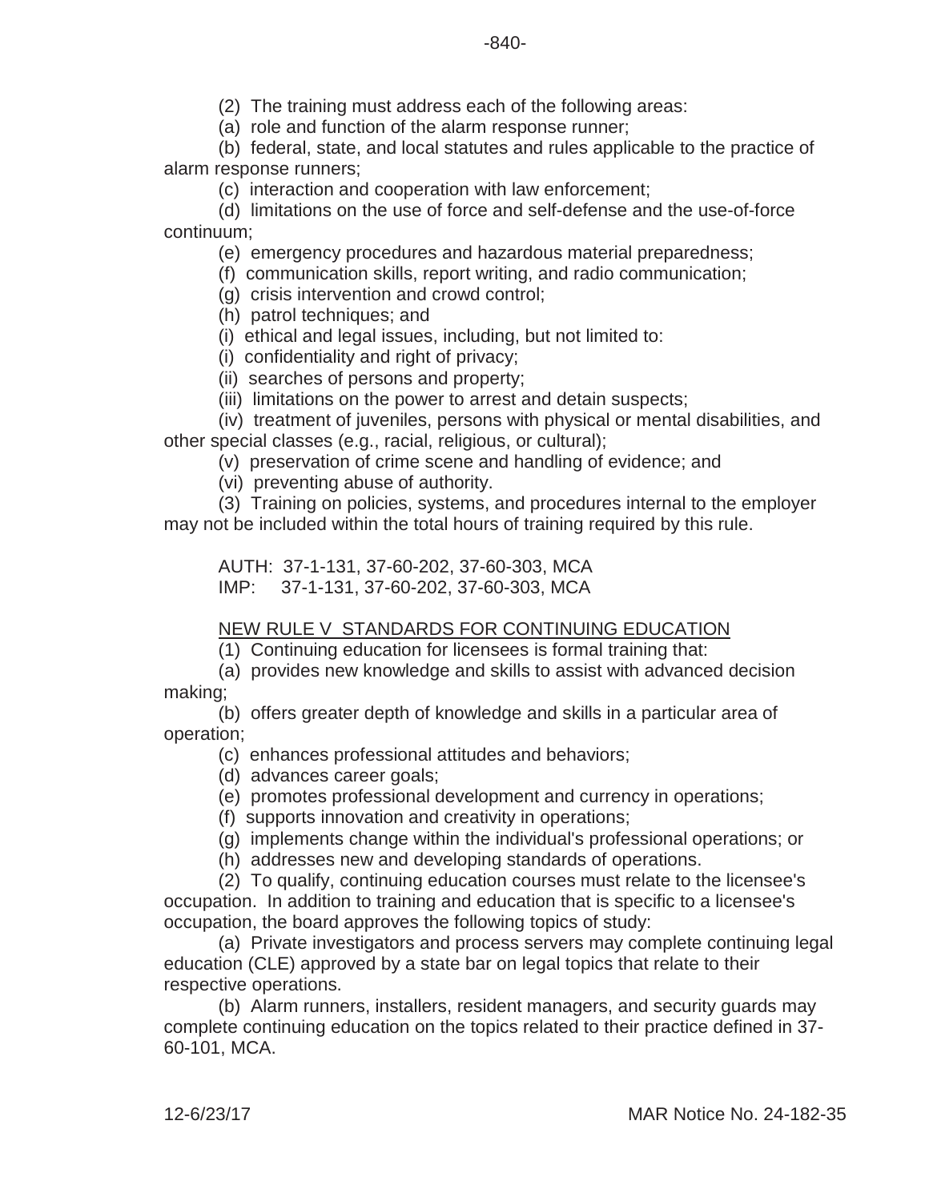(2) The training must address each of the following areas:

(a) role and function of the alarm response runner;

(b) federal, state, and local statutes and rules applicable to the practice of alarm response runners;

(c) interaction and cooperation with law enforcement;

(d) limitations on the use of force and self-defense and the use-of-force continuum;

(e) emergency procedures and hazardous material preparedness;

(f) communication skills, report writing, and radio communication;

(g) crisis intervention and crowd control;

(h) patrol techniques; and

(i) ethical and legal issues, including, but not limited to:

(i) confidentiality and right of privacy;

(ii) searches of persons and property;

(iii) limitations on the power to arrest and detain suspects;

(iv) treatment of juveniles, persons with physical or mental disabilities, and other special classes (e.g., racial, religious, or cultural);

(v) preservation of crime scene and handling of evidence; and

(vi) preventing abuse of authority.

(3) Training on policies, systems, and procedures internal to the employer may not be included within the total hours of training required by this rule.

AUTH: 37-1-131, 37-60-202, 37-60-303, MCA
IMP: 37-1-131, 37-60-202, 37-60-303, MCA

<u>NEW RULE V STANDARDS FOR CONTINUING EDUCATION</u>

(1) Continuing education for licensees is formal training that:

(a) provides new knowledge and skills to assist with advanced decision making;

(b) offers greater depth of knowledge and skills in a particular area of operation;

(c) enhances professional attitudes and behaviors;

(d) advances career goals;

(e) promotes professional development and currency in operations;

(f) supports innovation and creativity in operations;

(g) implements change within the individual's professional operations; or

(h) addresses new and developing standards of operations.

(2) To qualify, continuing education courses must relate to the licensee's occupation. In addition to training and education that is specific to a licensee's occupation, the board approves the following topics of study:

(a) Private investigators and process servers may complete continuing legal education (CLE) approved by a state bar on legal topics that relate to their respective operations.

(b) Alarm runners, installers, resident managers, and security guards may complete continuing education on the topics related to their practice defined in 37-60-101, MCA.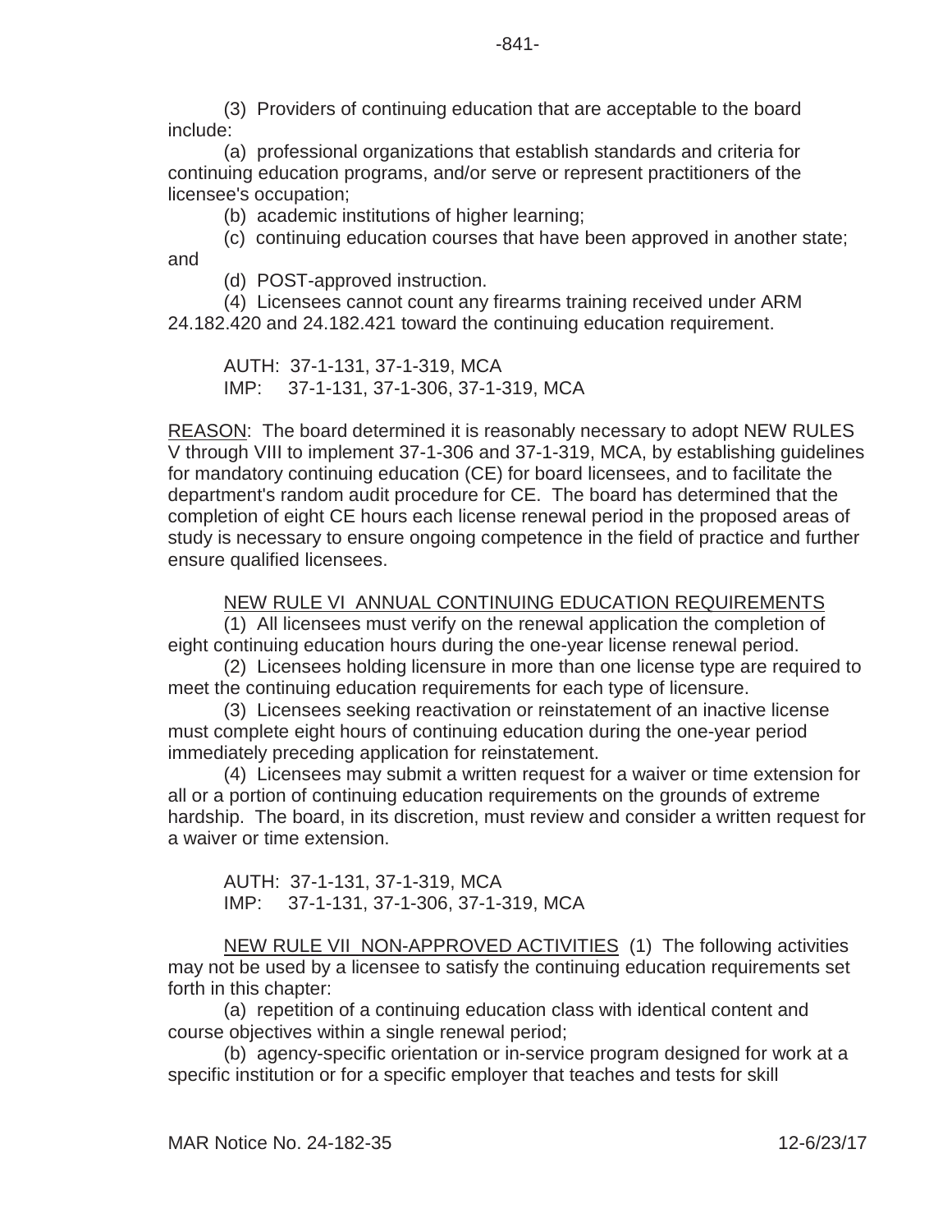(3) Providers of continuing education that are acceptable to the board include:

(a) professional organizations that establish standards and criteria for continuing education programs, and/or serve or represent practitioners of the licensee's occupation;

(b) academic institutions of higher learning;

(c) continuing education courses that have been approved in another state; and

(d) POST-approved instruction.

(4) Licensees cannot count any firearms training received under ARM 24.182.420 and 24.182.421 toward the continuing education requirement.

AUTH: 37-1-131, 37-1-319, MCA
IMP: 37-1-131, 37-1-306, 37-1-319, MCA

REASON: The board determined it is reasonably necessary to adopt NEW RULES V through VIII to implement 37-1-306 and 37-1-319, MCA, by establishing guidelines for mandatory continuing education (CE) for board licensees, and to facilitate the department's random audit procedure for CE. The board has determined that the completion of eight CE hours each license renewal period in the proposed areas of study is necessary to ensure ongoing competence in the field of practice and further ensure qualified licensees.

NEW RULE VI ANNUAL CONTINUING EDUCATION REQUIREMENTS

(1) All licensees must verify on the renewal application the completion of eight continuing education hours during the one-year license renewal period.

(2) Licensees holding licensure in more than one license type are required to meet the continuing education requirements for each type of licensure.

(3) Licensees seeking reactivation or reinstatement of an inactive license must complete eight hours of continuing education during the one-year period immediately preceding application for reinstatement.

(4) Licensees may submit a written request for a waiver or time extension for all or a portion of continuing education requirements on the grounds of extreme hardship. The board, in its discretion, must review and consider a written request for a waiver or time extension.

AUTH: 37-1-131, 37-1-319, MCA
IMP: 37-1-131, 37-1-306, 37-1-319, MCA

NEW RULE VII NON-APPROVED ACTIVITIES (1) The following activities may not be used by a licensee to satisfy the continuing education requirements set forth in this chapter:

(a) repetition of a continuing education class with identical content and course objectives within a single renewal period;

(b) agency-specific orientation or in-service program designed for work at a specific institution or for a specific employer that teaches and tests for skill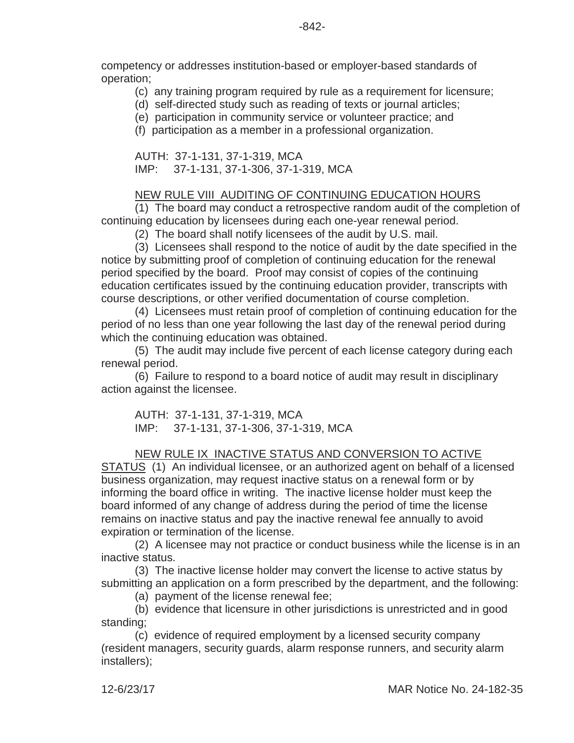competency or addresses institution-based or employer-based standards of operation;

(c) any training program required by rule as a requirement for licensure;

(d) self-directed study such as reading of texts or journal articles;

(e) participation in community service or volunteer practice; and

(f) participation as a member in a professional organization.

AUTH: 37-1-131, 37-1-319, MCA
IMP: 37-1-131, 37-1-306, 37-1-319, MCA

NEW RULE VIII AUDITING OF CONTINUING EDUCATION HOURS

(1) The board may conduct a retrospective random audit of the completion of continuing education by licensees during each one-year renewal period.

(2) The board shall notify licensees of the audit by U.S. mail.

(3) Licensees shall respond to the notice of audit by the date specified in the notice by submitting proof of completion of continuing education for the renewal period specified by the board. Proof may consist of copies of the continuing education certificates issued by the continuing education provider, transcripts with course descriptions, or other verified documentation of course completion.

(4) Licensees must retain proof of completion of continuing education for the period of no less than one year following the last day of the renewal period during which the continuing education was obtained.

(5) The audit may include five percent of each license category during each renewal period.

(6) Failure to respond to a board notice of audit may result in disciplinary action against the licensee.

AUTH: 37-1-131, 37-1-319, MCA
IMP: 37-1-131, 37-1-306, 37-1-319, MCA

NEW RULE IX INACTIVE STATUS AND CONVERSION TO ACTIVE STATUS (1) An individual licensee, or an authorized agent on behalf of a licensed business organization, may request inactive status on a renewal form or by informing the board office in writing. The inactive license holder must keep the board informed of any change of address during the period of time the license remains on inactive status and pay the inactive renewal fee annually to avoid expiration or termination of the license.

(2) A licensee may not practice or conduct business while the license is in an inactive status.

(3) The inactive license holder may convert the license to active status by submitting an application on a form prescribed by the department, and the following:

(a) payment of the license renewal fee;

(b) evidence that licensure in other jurisdictions is unrestricted and in good standing;

(c) evidence of required employment by a licensed security company (resident managers, security guards, alarm response runners, and security alarm installers);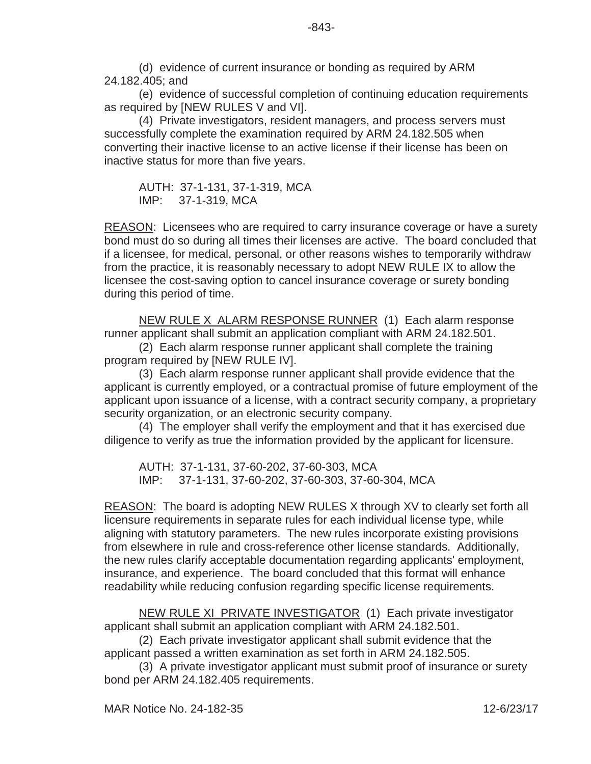(d) evidence of current insurance or bonding as required by ARM 24.182.405; and

(e) evidence of successful completion of continuing education requirements as required by [NEW RULES V and VI].

(4) Private investigators, resident managers, and process servers must successfully complete the examination required by ARM 24.182.505 when converting their inactive license to an active license if their license has been on inactive status for more than five years.

AUTH: 37-1-131, 37-1-319, MCA
IMP: 37-1-319, MCA

REASON: Licensees who are required to carry insurance coverage or have a surety bond must do so during all times their licenses are active. The board concluded that if a licensee, for medical, personal, or other reasons wishes to temporarily withdraw from the practice, it is reasonably necessary to adopt NEW RULE IX to allow the licensee the cost-saving option to cancel insurance coverage or surety bonding during this period of time.

NEW RULE X ALARM RESPONSE RUNNER (1) Each alarm response runner applicant shall submit an application compliant with ARM 24.182.501.

(2) Each alarm response runner applicant shall complete the training program required by [NEW RULE IV].

(3) Each alarm response runner applicant shall provide evidence that the applicant is currently employed, or a contractual promise of future employment of the applicant upon issuance of a license, with a contract security company, a proprietary security organization, or an electronic security company.

(4) The employer shall verify the employment and that it has exercised due diligence to verify as true the information provided by the applicant for licensure.

AUTH: 37-1-131, 37-60-202, 37-60-303, MCA
IMP: 37-1-131, 37-60-202, 37-60-303, 37-60-304, MCA

REASON: The board is adopting NEW RULES X through XV to clearly set forth all licensure requirements in separate rules for each individual license type, while aligning with statutory parameters. The new rules incorporate existing provisions from elsewhere in rule and cross-reference other license standards. Additionally, the new rules clarify acceptable documentation regarding applicants' employment, insurance, and experience. The board concluded that this format will enhance readability while reducing confusion regarding specific license requirements.

NEW RULE XI PRIVATE INVESTIGATOR (1) Each private investigator applicant shall submit an application compliant with ARM 24.182.501.

(2) Each private investigator applicant shall submit evidence that the applicant passed a written examination as set forth in ARM 24.182.505.

(3) A private investigator applicant must submit proof of insurance or surety bond per ARM 24.182.405 requirements.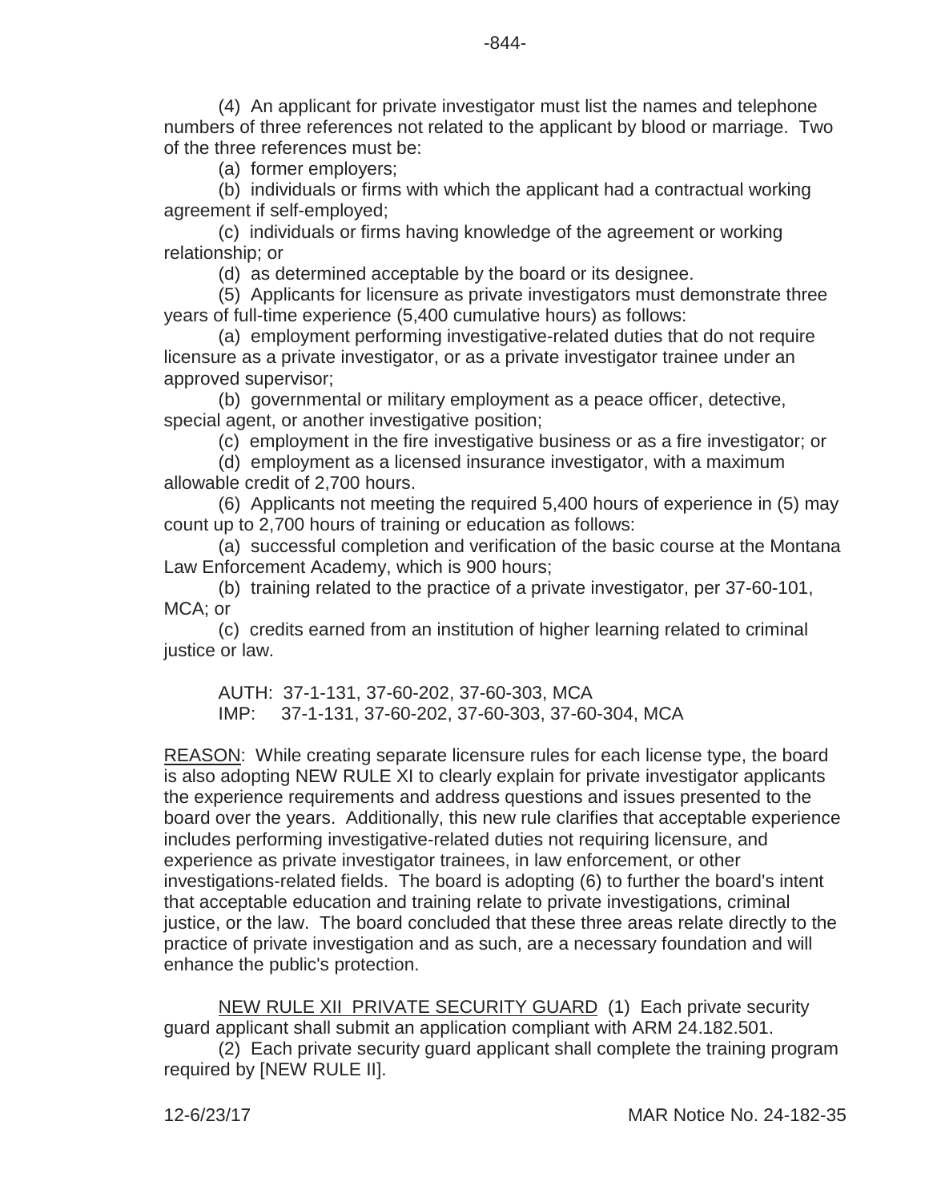(4) An applicant for private investigator must list the names and telephone numbers of three references not related to the applicant by blood or marriage. Two of the three references must be:

(a) former employers;

(b) individuals or firms with which the applicant had a contractual working agreement if self-employed;

(c) individuals or firms having knowledge of the agreement or working relationship; or

(d) as determined acceptable by the board or its designee.

(5) Applicants for licensure as private investigators must demonstrate three years of full-time experience (5,400 cumulative hours) as follows:

(a) employment performing investigative-related duties that do not require licensure as a private investigator, or as a private investigator trainee under an approved supervisor;

(b) governmental or military employment as a peace officer, detective, special agent, or another investigative position;

(c) employment in the fire investigative business or as a fire investigator; or

(d) employment as a licensed insurance investigator, with a maximum allowable credit of 2,700 hours.

(6) Applicants not meeting the required 5,400 hours of experience in (5) may count up to 2,700 hours of training or education as follows:

(a) successful completion and verification of the basic course at the Montana Law Enforcement Academy, which is 900 hours;

(b) training related to the practice of a private investigator, per 37-60-101, MCA; or

(c) credits earned from an institution of higher learning related to criminal justice or law.

AUTH: 37-1-131, 37-60-202, 37-60-303, MCA
IMP: 37-1-131, 37-60-202, 37-60-303, 37-60-304, MCA

REASON: While creating separate licensure rules for each license type, the board is also adopting NEW RULE XI to clearly explain for private investigator applicants the experience requirements and address questions and issues presented to the board over the years. Additionally, this new rule clarifies that acceptable experience includes performing investigative-related duties not requiring licensure, and experience as private investigator trainees, in law enforcement, or other investigations-related fields. The board is adopting (6) to further the board's intent that acceptable education and training relate to private investigations, criminal justice, or the law. The board concluded that these three areas relate directly to the practice of private investigation and as such, are a necessary foundation and will enhance the public's protection.

NEW RULE XII PRIVATE SECURITY GUARD (1) Each private security guard applicant shall submit an application compliant with ARM 24.182.501.

(2) Each private security guard applicant shall complete the training program required by [NEW RULE II].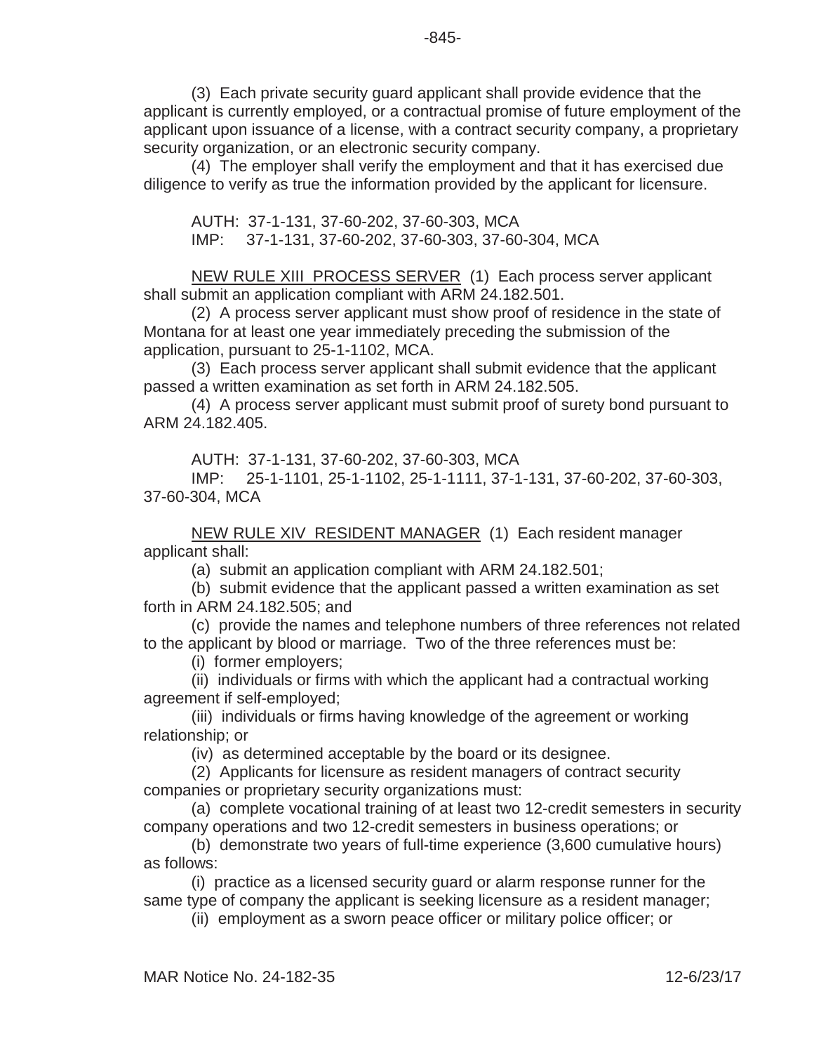(3) Each private security guard applicant shall provide evidence that the applicant is currently employed, or a contractual promise of future employment of the applicant upon issuance of a license, with a contract security company, a proprietary security organization, or an electronic security company.

(4) The employer shall verify the employment and that it has exercised due diligence to verify as true the information provided by the applicant for licensure.

AUTH: 37-1-131, 37-60-202, 37-60-303, MCA
IMP: 37-1-131, 37-60-202, 37-60-303, 37-60-304, MCA

NEW RULE XIII PROCESS SERVER (1) Each process server applicant shall submit an application compliant with ARM 24.182.501.

(2) A process server applicant must show proof of residence in the state of Montana for at least one year immediately preceding the submission of the application, pursuant to 25-1-1102, MCA.

(3) Each process server applicant shall submit evidence that the applicant passed a written examination as set forth in ARM 24.182.505.

(4) A process server applicant must submit proof of surety bond pursuant to ARM 24.182.405.

AUTH: 37-1-131, 37-60-202, 37-60-303, MCA
IMP: 25-1-1101, 25-1-1102, 25-1-1111, 37-1-131, 37-60-202, 37-60-303, 37-60-304, MCA

NEW RULE XIV RESIDENT MANAGER (1) Each resident manager applicant shall:

(a) submit an application compliant with ARM 24.182.501;

(b) submit evidence that the applicant passed a written examination as set forth in ARM 24.182.505; and

(c) provide the names and telephone numbers of three references not related to the applicant by blood or marriage. Two of the three references must be:

(i) former employers;

(ii) individuals or firms with which the applicant had a contractual working agreement if self-employed;

(iii) individuals or firms having knowledge of the agreement or working relationship; or

(iv) as determined acceptable by the board or its designee.

(2) Applicants for licensure as resident managers of contract security companies or proprietary security organizations must:

(a) complete vocational training of at least two 12-credit semesters in security company operations and two 12-credit semesters in business operations; or

(b) demonstrate two years of full-time experience (3,600 cumulative hours) as follows:

(i) practice as a licensed security guard or alarm response runner for the same type of company the applicant is seeking licensure as a resident manager;

(ii) employment as a sworn peace officer or military police officer; or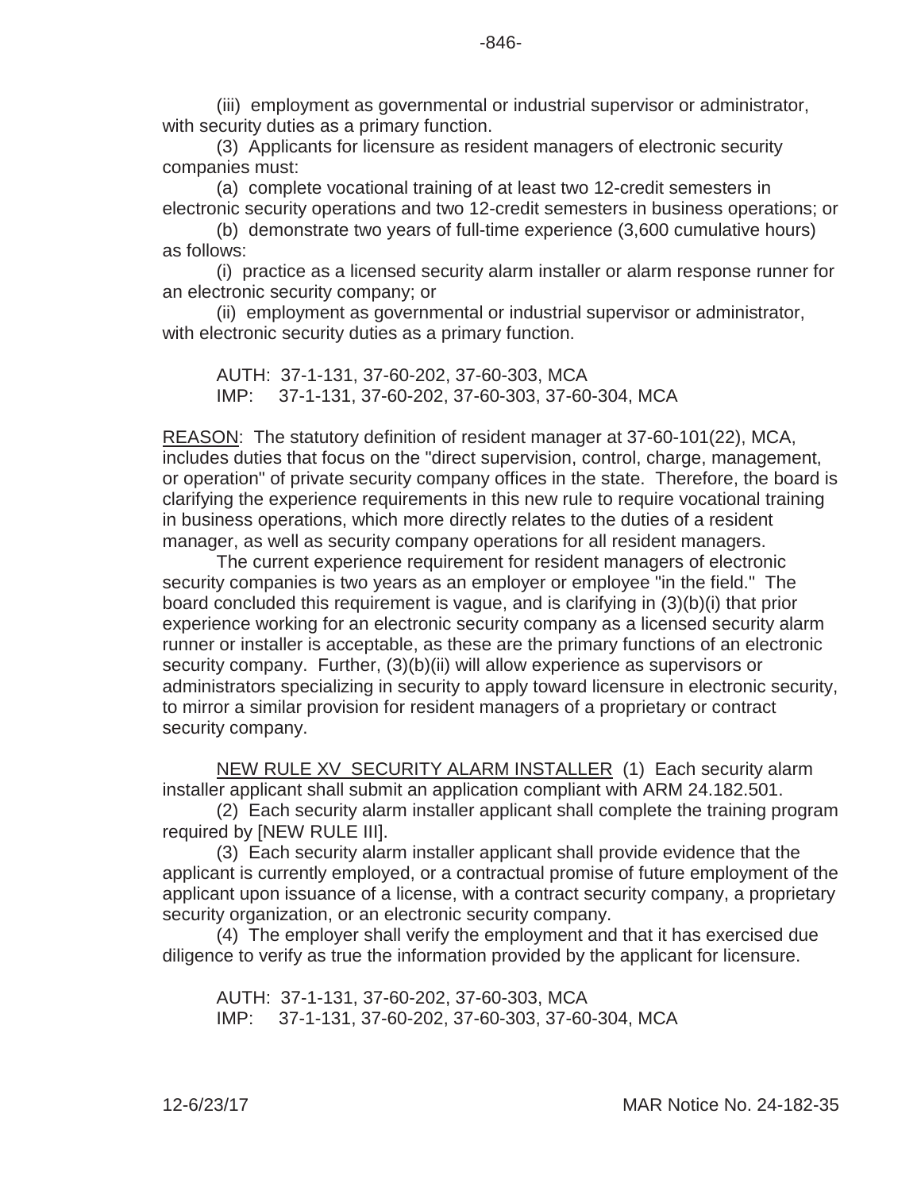(iii) employment as governmental or industrial supervisor or administrator, with security duties as a primary function.

(3) Applicants for licensure as resident managers of electronic security companies must:

(a) complete vocational training of at least two 12-credit semesters in electronic security operations and two 12-credit semesters in business operations; or

(b) demonstrate two years of full-time experience (3,600 cumulative hours) as follows:

(i) practice as a licensed security alarm installer or alarm response runner for an electronic security company; or

(ii) employment as governmental or industrial supervisor or administrator, with electronic security duties as a primary function.

AUTH: 37-1-131, 37-60-202, 37-60-303, MCA
IMP: 37-1-131, 37-60-202, 37-60-303, 37-60-304, MCA

<u>REASON</u>: The statutory definition of resident manager at 37-60-101(22), MCA, includes duties that focus on the "direct supervision, control, charge, management, or operation" of private security company offices in the state. Therefore, the board is clarifying the experience requirements in this new rule to require vocational training in business operations, which more directly relates to the duties of a resident manager, as well as security company operations for all resident managers.

The current experience requirement for resident managers of electronic security companies is two years as an employer or employee "in the field." The board concluded this requirement is vague, and is clarifying in (3)(b)(i) that prior experience working for an electronic security company as a licensed security alarm runner or installer is acceptable, as these are the primary functions of an electronic security company. Further, (3)(b)(ii) will allow experience as supervisors or administrators specializing in security to apply toward licensure in electronic security, to mirror a similar provision for resident managers of a proprietary or contract security company.

<u>NEW RULE XV SECURITY ALARM INSTALLER</u> (1) Each security alarm installer applicant shall submit an application compliant with ARM 24.182.501.

(2) Each security alarm installer applicant shall complete the training program required by [NEW RULE III].

(3) Each security alarm installer applicant shall provide evidence that the applicant is currently employed, or a contractual promise of future employment of the applicant upon issuance of a license, with a contract security company, a proprietary security organization, or an electronic security company.

(4) The employer shall verify the employment and that it has exercised due diligence to verify as true the information provided by the applicant for licensure.

AUTH: 37-1-131, 37-60-202, 37-60-303, MCA
IMP: 37-1-131, 37-60-202, 37-60-303, 37-60-304, MCA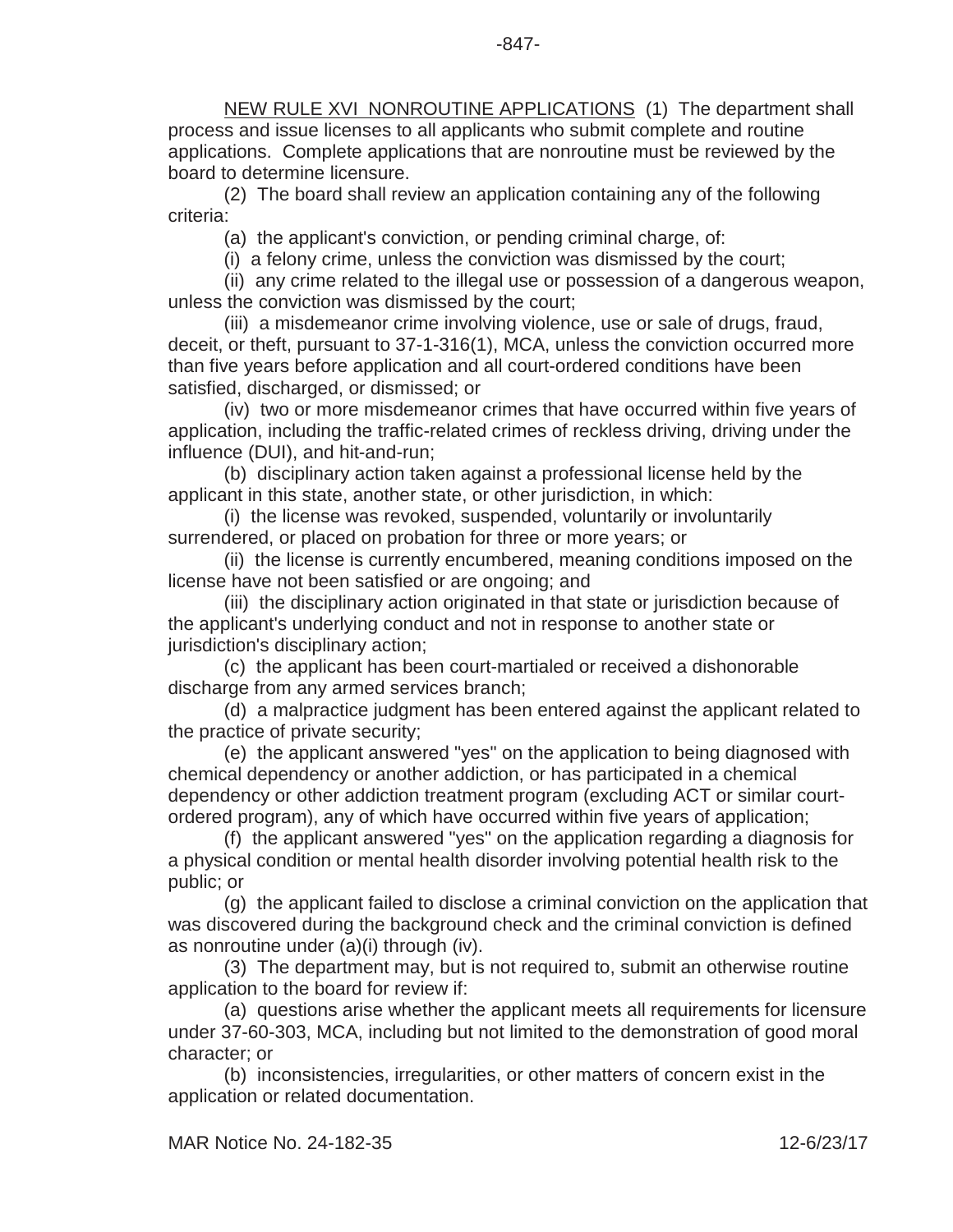NEW RULE XVI NONROUTINE APPLICATIONS (1) The department shall process and issue licenses to all applicants who submit complete and routine applications. Complete applications that are nonroutine must be reviewed by the board to determine licensure.

(2) The board shall review an application containing any of the following criteria:

(a) the applicant's conviction, or pending criminal charge, of:

(i) a felony crime, unless the conviction was dismissed by the court;

(ii) any crime related to the illegal use or possession of a dangerous weapon, unless the conviction was dismissed by the court;

(iii) a misdemeanor crime involving violence, use or sale of drugs, fraud, deceit, or theft, pursuant to 37-1-316(1), MCA, unless the conviction occurred more than five years before application and all court-ordered conditions have been satisfied, discharged, or dismissed; or

(iv) two or more misdemeanor crimes that have occurred within five years of application, including the traffic-related crimes of reckless driving, driving under the influence (DUI), and hit-and-run;

(b) disciplinary action taken against a professional license held by the applicant in this state, another state, or other jurisdiction, in which:

(i) the license was revoked, suspended, voluntarily or involuntarily surrendered, or placed on probation for three or more years; or

(ii) the license is currently encumbered, meaning conditions imposed on the license have not been satisfied or are ongoing; and

(iii) the disciplinary action originated in that state or jurisdiction because of the applicant's underlying conduct and not in response to another state or jurisdiction's disciplinary action;

(c) the applicant has been court-martialed or received a dishonorable discharge from any armed services branch;

(d) a malpractice judgment has been entered against the applicant related to the practice of private security;

(e) the applicant answered "yes" on the application to being diagnosed with chemical dependency or another addiction, or has participated in a chemical dependency or other addiction treatment program (excluding ACT or similar court-ordered program), any of which have occurred within five years of application;

(f) the applicant answered "yes" on the application regarding a diagnosis for a physical condition or mental health disorder involving potential health risk to the public; or

(g) the applicant failed to disclose a criminal conviction on the application that was discovered during the background check and the criminal conviction is defined as nonroutine under (a)(i) through (iv).

(3) The department may, but is not required to, submit an otherwise routine application to the board for review if:

(a) questions arise whether the applicant meets all requirements for licensure under 37-60-303, MCA, including but not limited to the demonstration of good moral character; or

(b) inconsistencies, irregularities, or other matters of concern exist in the application or related documentation.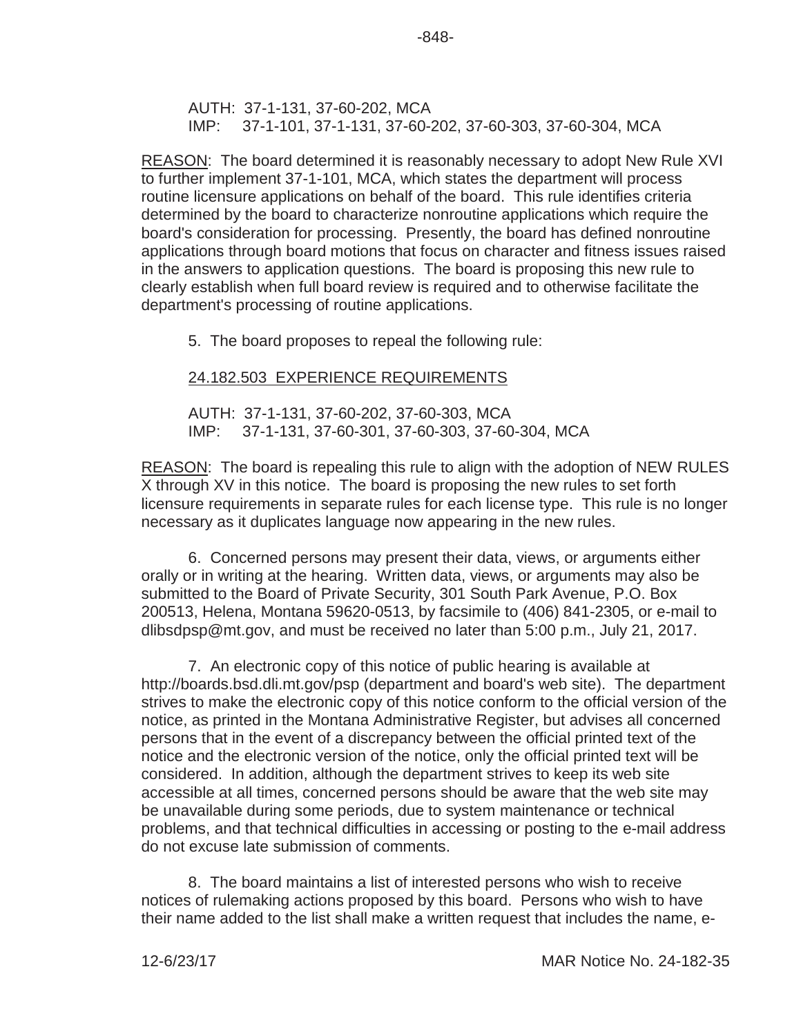AUTH: 37-1-131, 37-60-202, MCA
IMP: 37-1-101, 37-1-131, 37-60-202, 37-60-303, 37-60-304, MCA

REASON: The board determined it is reasonably necessary to adopt New Rule XVI to further implement 37-1-101, MCA, which states the department will process routine licensure applications on behalf of the board. This rule identifies criteria determined by the board to characterize nonroutine applications which require the board's consideration for processing. Presently, the board has defined nonroutine applications through board motions that focus on character and fitness issues raised in the answers to application questions. The board is proposing this new rule to clearly establish when full board review is required and to otherwise facilitate the department's processing of routine applications.

5. The board proposes to repeal the following rule:

24.182.503 EXPERIENCE REQUIREMENTS

AUTH: 37-1-131, 37-60-202, 37-60-303, MCA
IMP: 37-1-131, 37-60-301, 37-60-303, 37-60-304, MCA

REASON: The board is repealing this rule to align with the adoption of NEW RULES X through XV in this notice. The board is proposing the new rules to set forth licensure requirements in separate rules for each license type. This rule is no longer necessary as it duplicates language now appearing in the new rules.

6. Concerned persons may present their data, views, or arguments either orally or in writing at the hearing. Written data, views, or arguments may also be submitted to the Board of Private Security, 301 South Park Avenue, P.O. Box 200513, Helena, Montana 59620-0513, by facsimile to (406) 841-2305, or e-mail to dlibsdpsp@mt.gov, and must be received no later than 5:00 p.m., July 21, 2017.

7. An electronic copy of this notice of public hearing is available at http://boards.bsd.dli.mt.gov/psp (department and board's web site). The department strives to make the electronic copy of this notice conform to the official version of the notice, as printed in the Montana Administrative Register, but advises all concerned persons that in the event of a discrepancy between the official printed text of the notice and the electronic version of the notice, only the official printed text will be considered. In addition, although the department strives to keep its web site accessible at all times, concerned persons should be aware that the web site may be unavailable during some periods, due to system maintenance or technical problems, and that technical difficulties in accessing or posting to the e-mail address do not excuse late submission of comments.

8. The board maintains a list of interested persons who wish to receive notices of rulemaking actions proposed by this board. Persons who wish to have their name added to the list shall make a written request that includes the name, e-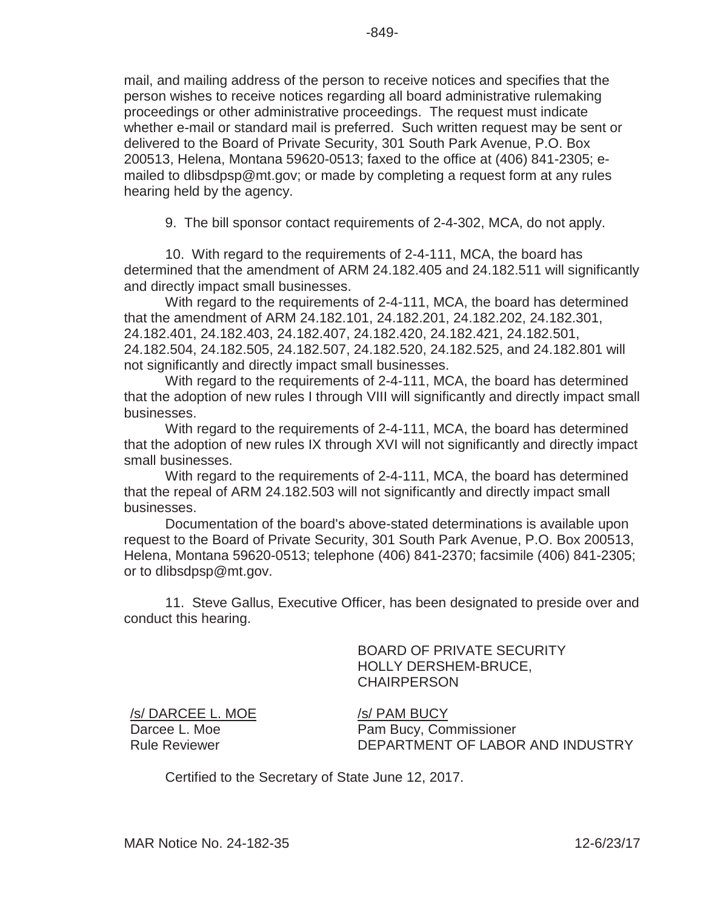mail, and mailing address of the person to receive notices and specifies that the person wishes to receive notices regarding all board administrative rulemaking proceedings or other administrative proceedings. The request must indicate whether e-mail or standard mail is preferred. Such written request may be sent or delivered to the Board of Private Security, 301 South Park Avenue, P.O. Box 200513, Helena, Montana 59620-0513; faxed to the office at (406) 841-2305; e-mailed to dlibsdpsp@mt.gov; or made by completing a request form at any rules hearing held by the agency.

9. The bill sponsor contact requirements of 2-4-302, MCA, do not apply.

10. With regard to the requirements of 2-4-111, MCA, the board has determined that the amendment of ARM 24.182.405 and 24.182.511 will significantly and directly impact small businesses.

With regard to the requirements of 2-4-111, MCA, the board has determined that the amendment of ARM 24.182.101, 24.182.201, 24.182.202, 24.182.301, 24.182.401, 24.182.403, 24.182.407, 24.182.420, 24.182.421, 24.182.501, 24.182.504, 24.182.505, 24.182.507, 24.182.520, 24.182.525, and 24.182.801 will not significantly and directly impact small businesses.

With regard to the requirements of 2-4-111, MCA, the board has determined that the adoption of new rules I through VIII will significantly and directly impact small businesses.

With regard to the requirements of 2-4-111, MCA, the board has determined that the adoption of new rules IX through XVI will not significantly and directly impact small businesses.

With regard to the requirements of 2-4-111, MCA, the board has determined that the repeal of ARM 24.182.503 will not significantly and directly impact small businesses.

Documentation of the board's above-stated determinations is available upon request to the Board of Private Security, 301 South Park Avenue, P.O. Box 200513, Helena, Montana 59620-0513; telephone (406) 841-2370; facsimile (406) 841-2305; or to dlibsdpsp@mt.gov.

11. Steve Gallus, Executive Officer, has been designated to preside over and conduct this hearing.

BOARD OF PRIVATE SECURITY
HOLLY DERSHEM-BRUCE,
CHAIRPERSON

/s/ DARCEE L. MOE
Darcee L. Moe
Rule Reviewer

/s/ PAM BUCY
Pam Bucy, Commissioner
DEPARTMENT OF LABOR AND INDUSTRY

Certified to the Secretary of State June 12, 2017.